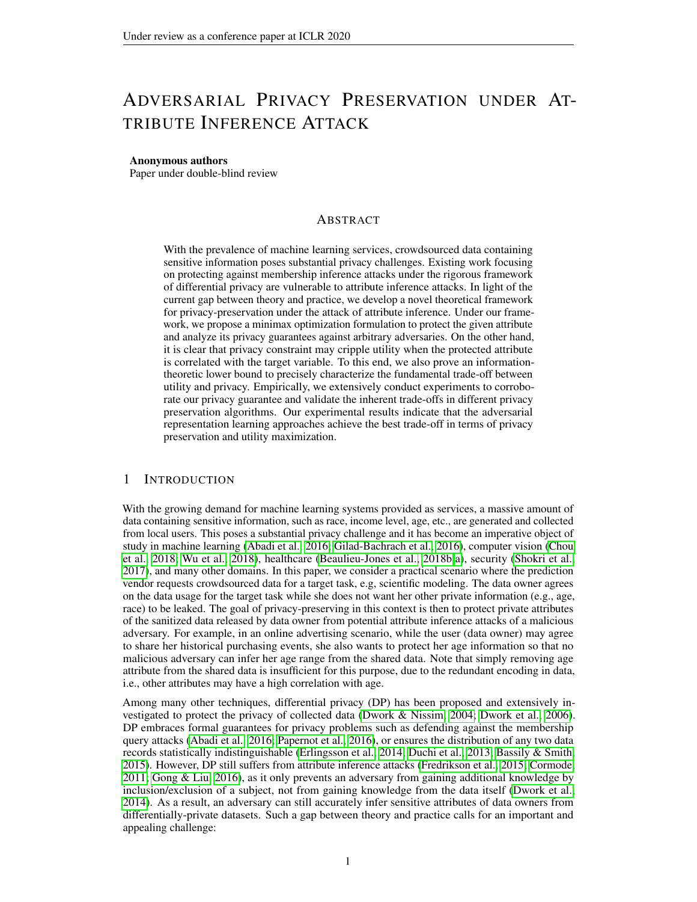# ADVERSARIAL PRIVACY PRESERVATION UNDER ATTRIBUTE INFERENCE ATTACK

**Anonymous authors**
Paper under double-blind review

## ABSTRACT

With the prevalence of machine learning services, crowdsourced data containing sensitive information poses substantial privacy challenges. Existing work focusing on protecting against membership inference attacks under the rigorous framework of differential privacy are vulnerable to attribute inference attacks. In light of the current gap between theory and practice, we develop a novel theoretical framework for privacy-preservation under the attack of attribute inference. Under our framework, we propose a minimax optimization formulation to protect the given attribute and analyze its privacy guarantees against arbitrary adversaries. On the other hand, it is clear that privacy constraint may cripple utility when the protected attribute is correlated with the target variable. To this end, we also prove an information-theoretic lower bound to precisely characterize the fundamental trade-off between utility and privacy. Empirically, we extensively conduct experiments to corroborate our privacy guarantee and validate the inherent trade-offs in different privacy preservation algorithms. Our experimental results indicate that the adversarial representation learning approaches achieve the best trade-off in terms of privacy preservation and utility maximization.

## 1 INTRODUCTION

With the growing demand for machine learning systems provided as services, a massive amount of data containing sensitive information, such as race, income level, age, etc., are generated and collected from local users. This poses a substantial privacy challenge and it has become an imperative object of study in machine learning (Abadi et al., 2016; Gilad-Bachrach et al., 2016), computer vision (Chou et al., 2018; Wu et al., 2018), healthcare (Beaulieu-Jones et al., 2018b;a), security (Shokri et al., 2017), and many other domains. In this paper, we consider a practical scenario where the prediction vendor requests crowdsourced data for a target task, e.g, scientific modeling. The data owner agrees on the data usage for the target task while she does not want her other private information (e.g., age, race) to be leaked. The goal of privacy-preserving in this context is then to protect private attributes of the sanitized data released by data owner from potential attribute inference attacks of a malicious adversary. For example, in an online advertising scenario, while the user (data owner) may agree to share her historical purchasing events, she also wants to protect her age information so that no malicious adversary can infer her age range from the shared data. Note that simply removing age attribute from the shared data is insufficient for this purpose, due to the redundant encoding in data, i.e., other attributes may have a high correlation with age.

Among many other techniques, differential privacy (DP) has been proposed and extensively investigated to protect the privacy of collected data (Dwork & Nissim, 2004; Dwork et al., 2006). DP embraces formal guarantees for privacy problems such as defending against the membership query attacks (Abadi et al., 2016; Papernot et al., 2016), or ensures the distribution of any two data records statistically indistinguishable (Erlingsson et al., 2014; Duchi et al., 2013; Bassily & Smith, 2015). However, DP still suffers from attribute inference attacks (Fredrikson et al., 2015; Cormode, 2011; Gong & Liu, 2016), as it only prevents an adversary from gaining additional knowledge by inclusion/exclusion of a subject, not from gaining knowledge from the data itself (Dwork et al., 2014). As a result, an adversary can still accurately infer sensitive attributes of data owners from differentially-private datasets. Such a gap between theory and practice calls for an important and appealing challenge: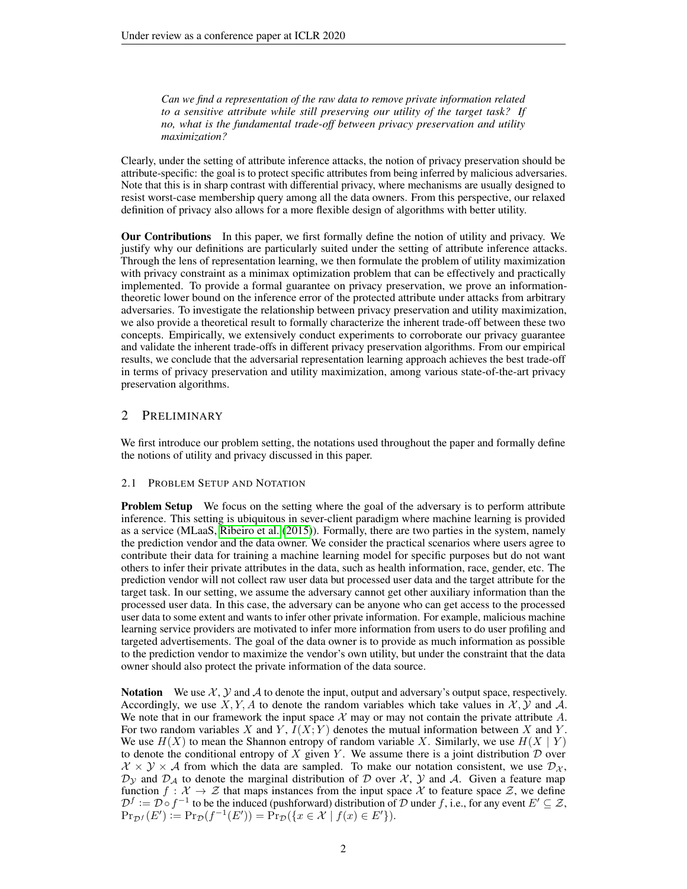*Can we find a representation of the raw data to remove private information related to a sensitive attribute while still preserving our utility of the target task? If no, what is the fundamental trade-off between privacy preservation and utility maximization?*

Clearly, under the setting of attribute inference attacks, the notion of privacy preservation should be attribute-specific: the goal is to protect specific attributes from being inferred by malicious adversaries. Note that this is in sharp contrast with differential privacy, where mechanisms are usually designed to resist worst-case membership query among all the data owners. From this perspective, our relaxed definition of privacy also allows for a more flexible design of algorithms with better utility.

**Our Contributions** In this paper, we first formally define the notion of utility and privacy. We justify why our definitions are particularly suited under the setting of attribute inference attacks. Through the lens of representation learning, we then formulate the problem of utility maximization with privacy constraint as a minimax optimization problem that can be effectively and practically implemented. To provide a formal guarantee on privacy preservation, we prove an information-theoretic lower bound on the inference error of the protected attribute under attacks from arbitrary adversaries. To investigate the relationship between privacy preservation and utility maximization, we also provide a theoretical result to formally characterize the inherent trade-off between these two concepts. Empirically, we extensively conduct experiments to corroborate our privacy guarantee and validate the inherent trade-offs in different privacy preservation algorithms. From our empirical results, we conclude that the adversarial representation learning approach achieves the best trade-off in terms of privacy preservation and utility maximization, among various state-of-the-art privacy preservation algorithms.

## 2 Preliminary

We first introduce our problem setting, the notations used throughout the paper and formally define the notions of utility and privacy discussed in this paper.

### 2.1 Problem Setup and Notation

**Problem Setup** We focus on the setting where the goal of the adversary is to perform attribute inference. This setting is ubiquitous in sever-client paradigm where machine learning is provided as a service (MLaaS, Ribeiro et al. (2015)). Formally, there are two parties in the system, namely the prediction vendor and the data owner. We consider the practical scenarios where users agree to contribute their data for training a machine learning model for specific purposes but do not want others to infer their private attributes in the data, such as health information, race, gender, etc. The prediction vendor will not collect raw user data but processed user data and the target attribute for the target task. In our setting, we assume the adversary cannot get other auxiliary information than the processed user data. In this case, the adversary can be anyone who can get access to the processed user data to some extent and wants to infer other private information. For example, malicious machine learning service providers are motivated to infer more information from users to do user profiling and targeted advertisements. The goal of the data owner is to provide as much information as possible to the prediction vendor to maximize the vendor's own utility, but under the constraint that the data owner should also protect the private information of the data source.

**Notation** We use $\mathcal{X}$, $\mathcal{Y}$ and $\mathcal{A}$ to denote the input, output and adversary's output space, respectively. Accordingly, we use $X, Y, A$ to denote the random variables which take values in $\mathcal{X}, \mathcal{Y}$ and $\mathcal{A}$. We note that in our framework the input space $\mathcal{X}$ may or may not contain the private attribute $A$. For two random variables $X$ and $Y$, $I(X; Y)$ denotes the mutual information between $X$ and $Y$. We use $H(X)$ to mean the Shannon entropy of random variable $X$. Similarly, we use $H(X \mid Y)$ to denote the conditional entropy of $X$ given $Y$. We assume there is a joint distribution $\mathcal{D}$ over $\mathcal{X} \times \mathcal{Y} \times \mathcal{A}$ from which the data are sampled. To make our notation consistent, we use $\mathcal{D}_{\mathcal{X}}$, $\mathcal{D}_{\mathcal{Y}}$ and $\mathcal{D}_{\mathcal{A}}$ to denote the marginal distribution of $\mathcal{D}$ over $\mathcal{X}$, $\mathcal{Y}$ and $\mathcal{A}$. Given a feature map function $f : \mathcal{X} \to \mathcal{Z}$ that maps instances from the input space $\mathcal{X}$ to feature space $\mathcal{Z}$, we define $\mathcal{D}^f := \mathcal{D} \circ f^{-1}$ to be the induced (pushforward) distribution of $\mathcal{D}$ under $f$, i.e., for any event $E' \subseteq \mathcal{Z}$, $\Pr_{\mathcal{D}^f}(E') := \Pr_{\mathcal{D}}(f^{-1}(E')) = \Pr_{\mathcal{D}}(\{x \in \mathcal{X} \mid f(x) \in E'\})$.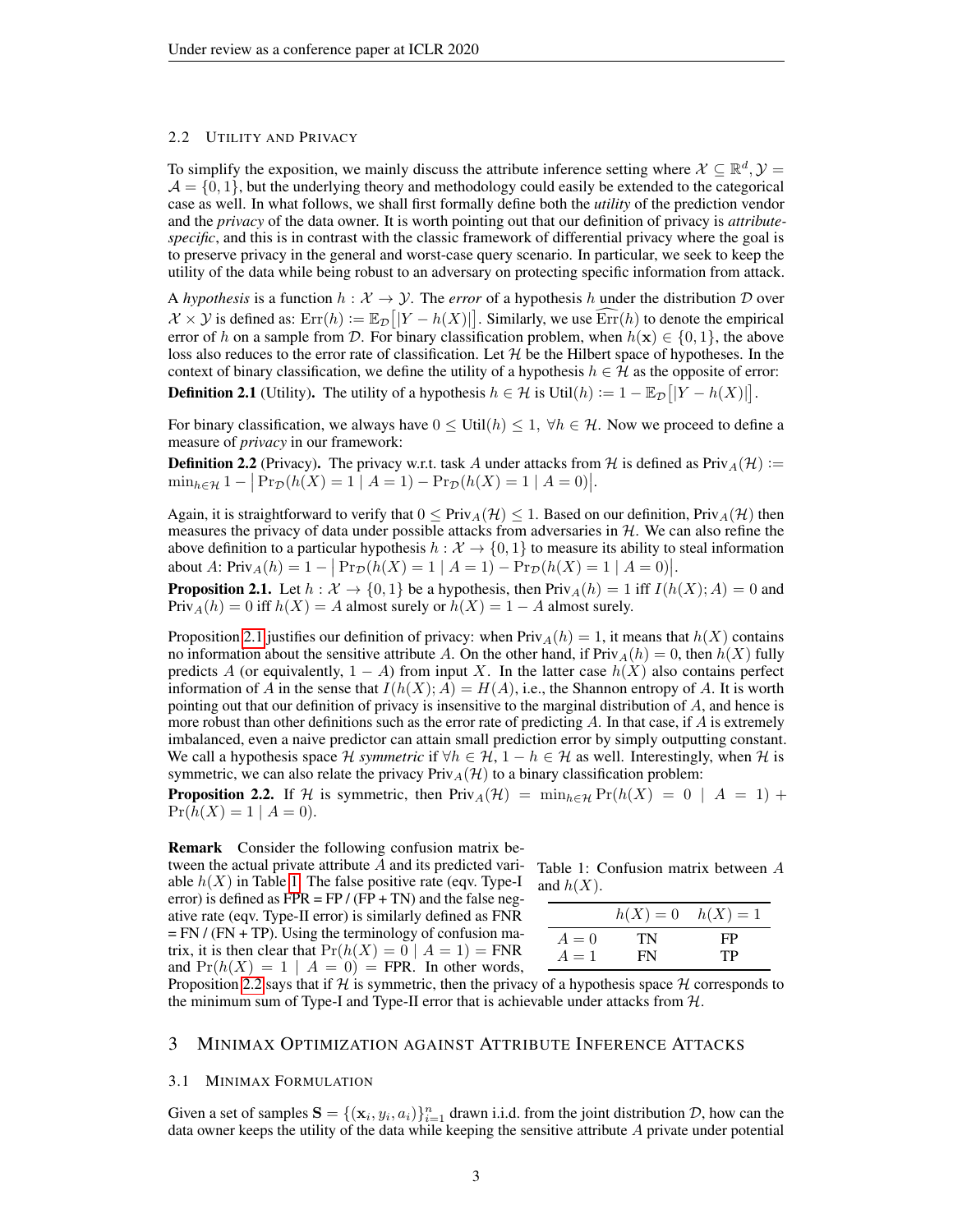### 2.2 Utility and Privacy

To simplify the exposition, we mainly discuss the attribute inference setting where $\mathcal{X} \subseteq \mathbb{R}^d, \mathcal{Y} = \mathcal{A} = \{0, 1\}$, but the underlying theory and methodology could easily be extended to the categorical case as well. In what follows, we shall first formally define both the *utility* of the prediction vendor and the *privacy* of the data owner. It is worth pointing out that our definition of privacy is *attribute-specific*, and this is in contrast with the classic framework of differential privacy where the goal is to preserve privacy in the general and worst-case query scenario. In particular, we seek to keep the utility of the data while being robust to an adversary on protecting specific information from attack.

A *hypothesis* is a function $h : \mathcal{X} \to \mathcal{Y}$. The *error* of a hypothesis $h$ under the distribution $\mathcal{D}$ over $\mathcal{X} \times \mathcal{Y}$ is defined as: $\mathrm{Err}(h) := \mathbb{E}_{\mathcal{D}}\big[|Y - h(X)|\big]$. Similarly, we use $\widehat{\mathrm{Err}}(h)$ to denote the empirical error of $h$ on a sample from $\mathcal{D}$. For binary classification problem, when $h(\mathbf{x}) \in \{0, 1\}$, the above loss also reduces to the error rate of classification. Let $\mathcal{H}$ be the Hilbert space of hypotheses. In the context of binary classification, we define the utility of a hypothesis $h \in \mathcal{H}$ as the opposite of error:

**Definition 2.1** (Utility). The utility of a hypothesis $h \in \mathcal{H}$ is $\mathrm{Util}(h) := 1 - \mathbb{E}_{\mathcal{D}}\big[|Y - h(X)|\big]$.

For binary classification, we always have $0 \leq \mathrm{Util}(h) \leq 1,\ \forall h \in \mathcal{H}$. Now we proceed to define a measure of *privacy* in our framework:

**Definition 2.2** (Privacy). The privacy w.r.t. task $A$ under attacks from $\mathcal{H}$ is defined as $\mathrm{Priv}_A(\mathcal{H}) := \min_{h \in \mathcal{H}} 1 - \big|\Pr_{\mathcal{D}}(h(X) = 1 \mid A = 1) - \Pr_{\mathcal{D}}(h(X) = 1 \mid A = 0)\big|$.

Again, it is straightforward to verify that $0 \leq \mathrm{Priv}_A(\mathcal{H}) \leq 1$. Based on our definition, $\mathrm{Priv}_A(\mathcal{H})$ then measures the privacy of data under possible attacks from adversaries in $\mathcal{H}$. We can also refine the above definition to a particular hypothesis $h : \mathcal{X} \to \{0, 1\}$ to measure its ability to steal information about $A$: $\mathrm{Priv}_A(h) = 1 - \big|\Pr_{\mathcal{D}}(h(X) = 1 \mid A = 1) - \Pr_{\mathcal{D}}(h(X) = 1 \mid A = 0)\big|$.

**Proposition 2.1.** Let $h : \mathcal{X} \to \{0, 1\}$ be a hypothesis, then $\mathrm{Priv}_A(h) = 1$ iff $I(h(X); A) = 0$ and $\mathrm{Priv}_A(h) = 0$ iff $h(X) = A$ almost surely or $h(X) = 1 - A$ almost surely.

Proposition 2.1 justifies our definition of privacy: when $\mathrm{Priv}_A(h) = 1$, it means that $h(X)$ contains no information about the sensitive attribute $A$. On the other hand, if $\mathrm{Priv}_A(h) = 0$, then $h(X)$ fully predicts $A$ (or equivalently, $1 - A$) from input $X$. In the latter case $h(X)$ also contains perfect information of $A$ in the sense that $I(h(X); A) = H(A)$, i.e., the Shannon entropy of $A$. It is worth pointing out that our definition of privacy is insensitive to the marginal distribution of $A$, and hence is more robust than other definitions such as the error rate of predicting $A$. In that case, if $A$ is extremely imbalanced, even a naive predictor can attain small prediction error by simply outputting constant. We call a hypothesis space $\mathcal{H}$ *symmetric* if $\forall h \in \mathcal{H}$, $1 - h \in \mathcal{H}$ as well. Interestingly, when $\mathcal{H}$ is symmetric, we can also relate the privacy $\mathrm{Priv}_A(\mathcal{H})$ to a binary classification problem:

**Proposition 2.2.** If $\mathcal{H}$ is symmetric, then $\mathrm{Priv}_A(\mathcal{H}) = \min_{h \in \mathcal{H}} \Pr(h(X) = 0 \mid A = 1) + \Pr(h(X) = 1 \mid A = 0)$.

**Remark** Consider the following confusion matrix between the actual private attribute $A$ and its predicted variable $h(X)$ in Table 1. The false positive rate (eqv. Type-I error) is defined as FPR = FP / (FP + TN) and the false negative rate (eqv. Type-II error) is similarly defined as FNR = FN / (FN + TP). Using the terminology of confusion matrix, it is then clear that $\Pr(h(X) = 0 \mid A = 1) = \mathrm{FNR}$ and $\Pr(h(X) = 1 \mid A = 0) = \mathrm{FPR}$. In other words, Proposition 2.2 says that if $\mathcal{H}$ is symmetric, then the privacy of a hypothesis space $\mathcal{H}$ corresponds to the minimum sum of Type-I and Type-II error that is achievable under attacks from $\mathcal{H}$.

Table 1: Confusion matrix between $A$ and $h(X)$.

| | $h(X) = 0$ | $h(X) = 1$ |
|---|---|---|
| $A = 0$ | TN | FP |
| $A = 1$ | FN | TP |

## 3 Minimax Optimization against Attribute Inference Attacks

### 3.1 Minimax Formulation

Given a set of samples $\mathbf{S} = \{(\mathbf{x}_i, y_i, a_i)\}_{i=1}^n$ drawn i.i.d. from the joint distribution $\mathcal{D}$, how can the data owner keeps the utility of the data while keeping the sensitive attribute $A$ private under potential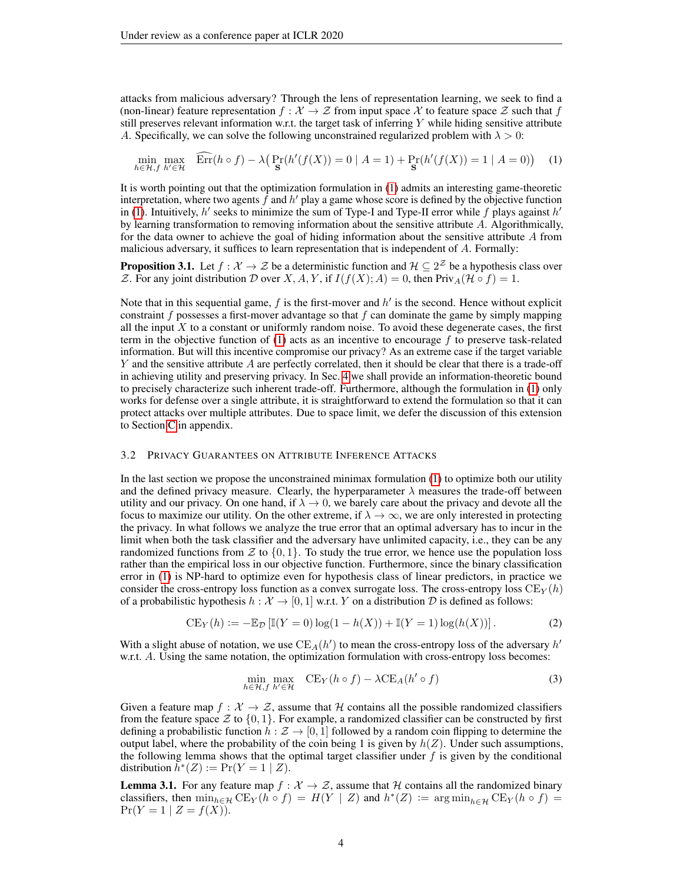attacks from malicious adversary? Through the lens of representation learning, we seek to find a (non-linear) feature representation $f : \mathcal{X} \to \mathcal{Z}$ from input space $\mathcal{X}$ to feature space $\mathcal{Z}$ such that $f$ still preserves relevant information w.r.t. the target task of inferring $Y$ while hiding sensitive attribute $A$. Specifically, we can solve the following unconstrained regularized problem with $\lambda > 0$:

$$\min_{h \in \mathcal{H}, f} \max_{h' \in \mathcal{H}} \quad \widehat{\mathrm{Err}}(h \circ f) - \lambda \big( \Pr_{\mathbf{S}}(h'(f(X)) = 0 \mid A = 1) + \Pr_{\mathbf{S}}(h'(f(X)) = 1 \mid A = 0) \big) \tag{1}$$

It is worth pointing out that the optimization formulation in (1) admits an interesting game-theoretic interpretation, where two agents $f$ and $h'$ play a game whose score is defined by the objective function in (1). Intuitively, $h'$ seeks to minimize the sum of Type-I and Type-II error while $f$ plays against $h'$ by learning transformation to removing information about the sensitive attribute $A$. Algorithmically, for the data owner to achieve the goal of hiding information about the sensitive attribute $A$ from malicious adversary, it suffices to learn representation that is independent of $A$. Formally:

**Proposition 3.1.** Let $f : \mathcal{X} \to \mathcal{Z}$ be a deterministic function and $\mathcal{H} \subseteq 2^{\mathcal{Z}}$ be a hypothesis class over $\mathcal{Z}$. For any joint distribution $\mathcal{D}$ over $X, A, Y$, if $I(f(X); A) = 0$, then $\mathrm{Priv}_A(\mathcal{H} \circ f) = 1$.

Note that in this sequential game, $f$ is the first-mover and $h'$ is the second. Hence without explicit constraint $f$ possesses a first-mover advantage so that $f$ can dominate the game by simply mapping all the input $X$ to a constant or uniformly random noise. To avoid these degenerate cases, the first term in the objective function of (1) acts as an incentive to encourage $f$ to preserve task-related information. But will this incentive compromise our privacy? As an extreme case if the target variable $Y$ and the sensitive attribute $A$ are perfectly correlated, then it should be clear that there is a trade-off in achieving utility and preserving privacy. In Sec. 4 we shall provide an information-theoretic bound to precisely characterize such inherent trade-off. Furthermore, although the formulation in (1) only works for defense over a single attribute, it is straightforward to extend the formulation so that it can protect attacks over multiple attributes. Due to space limit, we defer the discussion of this extension to Section C in appendix.

### 3.2 Privacy Guarantees on Attribute Inference Attacks

In the last section we propose the unconstrained minimax formulation (1) to optimize both our utility and the defined privacy measure. Clearly, the hyperparameter $\lambda$ measures the trade-off between utility and our privacy. On one hand, if $\lambda \to 0$, we barely care about the privacy and devote all the focus to maximize our utility. On the other extreme, if $\lambda \to \infty$, we are only interested in protecting the privacy. In what follows we analyze the true error that an optimal adversary has to incur in the limit when both the task classifier and the adversary have unlimited capacity, i.e., they can be any randomized functions from $\mathcal{Z}$ to $\{0, 1\}$. To study the true error, we hence use the population loss rather than the empirical loss in our objective function. Furthermore, since the binary classification error in (1) is NP-hard to optimize even for hypothesis class of linear predictors, in practice we consider the cross-entropy loss function as a convex surrogate loss. The cross-entropy loss $\mathrm{CE}_Y(h)$ of a probabilistic hypothesis $h : \mathcal{X} \to [0, 1]$ w.r.t. $Y$ on a distribution $\mathcal{D}$ is defined as follows:

$$\mathrm{CE}_Y(h) := -\mathbb{E}_{\mathcal{D}} \left[ \mathbb{I}(Y = 0) \log(1 - h(X)) + \mathbb{I}(Y = 1) \log(h(X)) \right]. \tag{2}$$

With a slight abuse of notation, we use $\mathrm{CE}_A(h')$ to mean the cross-entropy loss of the adversary $h'$ w.r.t. $A$. Using the same notation, the optimization formulation with cross-entropy loss becomes:

$$\min_{h \in \mathcal{H}, f} \max_{h' \in \mathcal{H}} \quad \mathrm{CE}_Y(h \circ f) - \lambda \mathrm{CE}_A(h' \circ f) \tag{3}$$

Given a feature map $f : \mathcal{X} \to \mathcal{Z}$, assume that $\mathcal{H}$ contains all the possible randomized classifiers from the feature space $\mathcal{Z}$ to $\{0, 1\}$. For example, a randomized classifier can be constructed by first defining a probabilistic function $h : \mathcal{Z} \to [0, 1]$ followed by a random coin flipping to determine the output label, where the probability of the coin being 1 is given by $h(Z)$. Under such assumptions, the following lemma shows that the optimal target classifier under $f$ is given by the conditional distribution $h^*(Z) := \Pr(Y = 1 \mid Z)$.

**Lemma 3.1.** For any feature map $f : \mathcal{X} \to \mathcal{Z}$, assume that $\mathcal{H}$ contains all the randomized binary classifiers, then $\min_{h \in \mathcal{H}} \mathrm{CE}_Y(h \circ f) = H(Y \mid Z)$ and $h^*(Z) := \arg\min_{h \in \mathcal{H}} \mathrm{CE}_Y(h \circ f) = \Pr(Y = 1 \mid Z = f(X))$.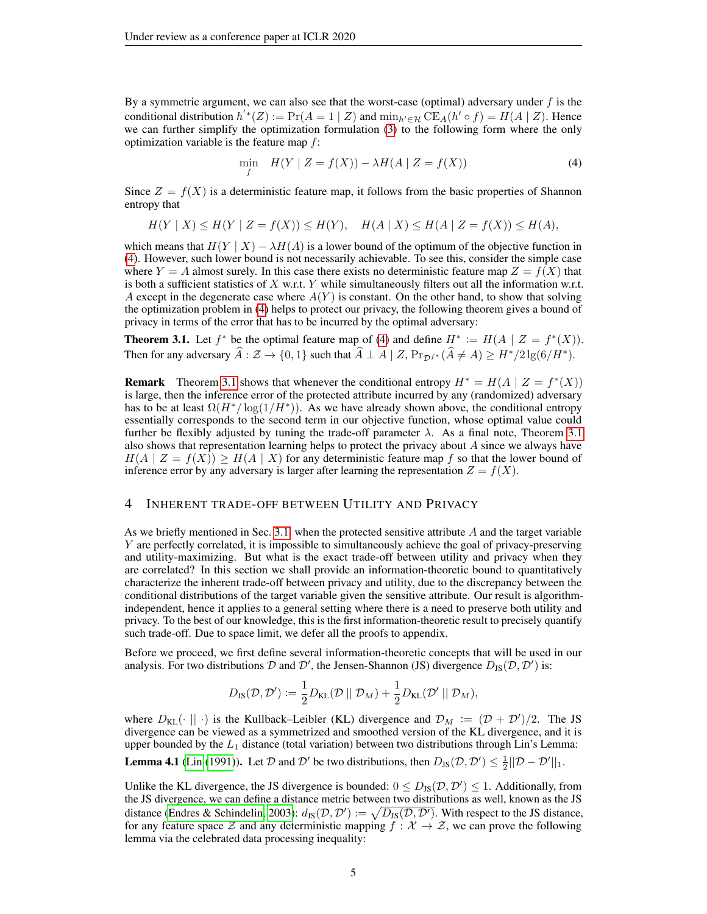By a symmetric argument, we can also see that the worst-case (optimal) adversary under $f$ is the conditional distribution $h'^*(Z) := \Pr(A = 1 \mid Z)$ and $\min_{h' \in \mathcal{H}} \text{CE}_A(h' \circ f) = H(A \mid Z)$. Hence we can further simplify the optimization formulation (3) to the following form where the only optimization variable is the feature map $f$:

$$\min_{f} \quad H(Y \mid Z = f(X)) - \lambda H(A \mid Z = f(X)) \tag{4}$$

Since $Z = f(X)$ is a deterministic feature map, it follows from the basic properties of Shannon entropy that

$$H(Y \mid X) \leq H(Y \mid Z = f(X)) \leq H(Y), \quad H(A \mid X) \leq H(A \mid Z = f(X)) \leq H(A),$$

which means that $H(Y \mid X) - \lambda H(A)$ is a lower bound of the optimum of the objective function in (4). However, such lower bound is not necessarily achievable. To see this, consider the simple case where $Y = A$ almost surely. In this case there exists no deterministic feature map $Z = f(X)$ that is both a sufficient statistics of $X$ w.r.t. $Y$ while simultaneously filters out all the information w.r.t. $A$ except in the degenerate case where $A(Y)$ is constant. On the other hand, to show that solving the optimization problem in (4) helps to protect our privacy, the following theorem gives a bound of privacy in terms of the error that has to be incurred by the optimal adversary:

**Theorem 3.1.** Let $f^*$ be the optimal feature map of (4) and define $H^* := H(A \mid Z = f^*(X))$. Then for any adversary $\widehat{A} : \mathcal{Z} \to \{0, 1\}$ such that $\widehat{A} \perp A \mid Z$, $\Pr_{\mathcal{D}^{f^*}}(\widehat{A} \neq A) \geq H^*/2\lg(6/H^*)$.

**Remark** Theorem 3.1 shows that whenever the conditional entropy $H^* = H(A \mid Z = f^*(X))$ is large, then the inference error of the protected attribute incurred by any (randomized) adversary has to be at least $\Omega(H^*/\log(1/H^*))$. As we have already shown above, the conditional entropy essentially corresponds to the second term in our objective function, whose optimal value could further be flexibly adjusted by tuning the trade-off parameter $\lambda$. As a final note, Theorem 3.1 also shows that representation learning helps to protect the privacy about $A$ since we always have $H(A \mid Z = f(X)) \geq H(A \mid X)$ for any deterministic feature map $f$ so that the lower bound of inference error by any adversary is larger after learning the representation $Z = f(X)$.

## 4 Inherent Trade-off between Utility and Privacy

As we briefly mentioned in Sec. 3.1, when the protected sensitive attribute $A$ and the target variable $Y$ are perfectly correlated, it is impossible to simultaneously achieve the goal of privacy-preserving and utility-maximizing. But what is the exact trade-off between utility and privacy when they are correlated? In this section we shall provide an information-theoretic bound to quantitatively characterize the inherent trade-off between privacy and utility, due to the discrepancy between the conditional distributions of the target variable given the sensitive attribute. Our result is algorithm-independent, hence it applies to a general setting where there is a need to preserve both utility and privacy. To the best of our knowledge, this is the first information-theoretic result to precisely quantify such trade-off. Due to space limit, we defer all the proofs to appendix.

Before we proceed, we first define several information-theoretic concepts that will be used in our analysis. For two distributions $\mathcal{D}$ and $\mathcal{D}'$, the Jensen-Shannon (JS) divergence $D_{\text{JS}}(\mathcal{D}, \mathcal{D}')$ is:

$$D_{\text{JS}}(\mathcal{D}, \mathcal{D}') := \frac{1}{2} D_{\text{KL}}(\mathcal{D} \parallel \mathcal{D}_M) + \frac{1}{2} D_{\text{KL}}(\mathcal{D}' \parallel \mathcal{D}_M),$$

where $D_{\text{KL}}(\cdot \parallel \cdot)$ is the Kullback–Leibler (KL) divergence and $\mathcal{D}_M := (\mathcal{D} + \mathcal{D}')/2$. The JS divergence can be viewed as a symmetrized and smoothed version of the KL divergence, and it is upper bounded by the $L_1$ distance (total variation) between two distributions through Lin's Lemma:

**Lemma 4.1** (Lin (1991)). Let $\mathcal{D}$ and $\mathcal{D}'$ be two distributions, then $D_{\text{JS}}(\mathcal{D}, \mathcal{D}') \leq \frac{1}{2} \|\mathcal{D} - \mathcal{D}'\|_1$.

Unlike the KL divergence, the JS divergence is bounded: $0 \leq D_{\text{JS}}(\mathcal{D}, \mathcal{D}') \leq 1$. Additionally, from the JS divergence, we can define a distance metric between two distributions as well, known as the JS distance (Endres & Schindelin, 2003): $d_{\text{JS}}(\mathcal{D}, \mathcal{D}') := \sqrt{D_{\text{JS}}(\mathcal{D}, \mathcal{D}')}$. With respect to the JS distance, for any feature space $\mathcal{Z}$ and any deterministic mapping $f : \mathcal{X} \to \mathcal{Z}$, we can prove the following lemma via the celebrated data processing inequality: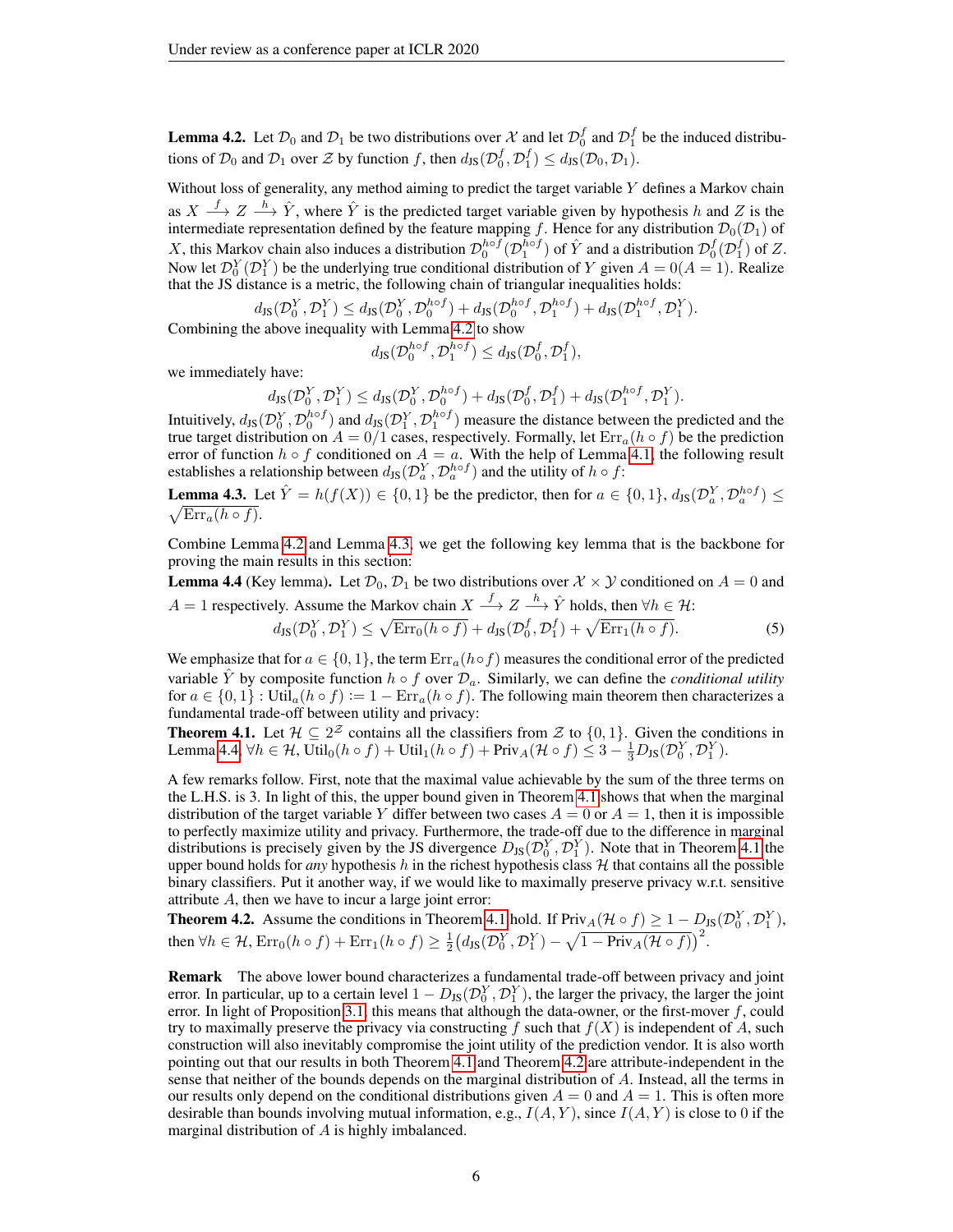**Lemma 4.2.** Let $\mathcal{D}_0$ and $\mathcal{D}_1$ be two distributions over $\mathcal{X}$ and let $\mathcal{D}_0^f$ and $\mathcal{D}_1^f$ be the induced distributions of $\mathcal{D}_0$ and $\mathcal{D}_1$ over $\mathcal{Z}$ by function $f$, then $d_{\text{JS}}(\mathcal{D}_0^f, \mathcal{D}_1^f) \leq d_{\text{JS}}(\mathcal{D}_0, \mathcal{D}_1)$.

Without loss of generality, any method aiming to predict the target variable $Y$ defines a Markov chain as $X \xrightarrow{f} Z \xrightarrow{h} \hat{Y}$, where $\hat{Y}$ is the predicted target variable given by hypothesis $h$ and $Z$ is the intermediate representation defined by the feature mapping $f$. Hence for any distribution $\mathcal{D}_0(\mathcal{D}_1)$ of $X$, this Markov chain also induces a distribution $\mathcal{D}_0^{h\circ f}(\mathcal{D}_1^{h\circ f})$ of $\hat{Y}$ and a distribution $\mathcal{D}_0^f(\mathcal{D}_1^f)$ of $Z$. Now let $\mathcal{D}_0^Y(\mathcal{D}_1^Y)$ be the underlying true conditional distribution of $Y$ given $A = 0 (A = 1)$. Realize that the JS distance is a metric, the following chain of triangular inequalities holds:

$$d_{\text{JS}}(\mathcal{D}_0^Y, \mathcal{D}_1^Y) \leq d_{\text{JS}}(\mathcal{D}_0^Y, \mathcal{D}_0^{h\circ f}) + d_{\text{JS}}(\mathcal{D}_0^{h\circ f}, \mathcal{D}_1^{h\circ f}) + d_{\text{JS}}(\mathcal{D}_1^{h\circ f}, \mathcal{D}_1^Y).$$

Combining the above inequality with Lemma 4.2 to show

$$d_{\text{JS}}(\mathcal{D}_0^{h\circ f}, \mathcal{D}_1^{h\circ f}) \leq d_{\text{JS}}(\mathcal{D}_0^f, \mathcal{D}_1^f),$$

we immediately have:

$$d_{\text{JS}}(\mathcal{D}_0^Y, \mathcal{D}_1^Y) \leq d_{\text{JS}}(\mathcal{D}_0^Y, \mathcal{D}_0^{h\circ f}) + d_{\text{JS}}(\mathcal{D}_0^f, \mathcal{D}_1^f) + d_{\text{JS}}(\mathcal{D}_1^{h\circ f}, \mathcal{D}_1^Y).$$

Intuitively, $d_{\text{JS}}(\mathcal{D}_0^Y, \mathcal{D}_0^{h\circ f})$ and $d_{\text{JS}}(\mathcal{D}_1^Y, \mathcal{D}_1^{h\circ f})$ measure the distance between the predicted and the true target distribution on $A = 0/1$ cases, respectively. Formally, let $\text{Err}_a(h \circ f)$ be the prediction error of function $h \circ f$ conditioned on $A = a$. With the help of Lemma 4.1, the following result establishes a relationship between $d_{\text{JS}}(\mathcal{D}_a^Y, \mathcal{D}_a^{h\circ f})$ and the utility of $h \circ f$:

**Lemma 4.3.** Let $\hat{Y} = h(f(X)) \in \{0, 1\}$ be the predictor, then for $a \in \{0, 1\}$, $d_{\text{JS}}(\mathcal{D}_a^Y, \mathcal{D}_a^{h\circ f}) \leq \sqrt{\text{Err}_a(h \circ f)}$.

Combine Lemma 4.2 and Lemma 4.3, we get the following key lemma that is the backbone for proving the main results in this section:

**Lemma 4.4** (Key lemma). Let $\mathcal{D}_0$, $\mathcal{D}_1$ be two distributions over $\mathcal{X} \times \mathcal{Y}$ conditioned on $A = 0$ and $A = 1$ respectively. Assume the Markov chain $X \xrightarrow{f} Z \xrightarrow{h} \hat{Y}$ holds, then $\forall h \in \mathcal{H}$:

$$d_{\text{JS}}(\mathcal{D}_0^Y, \mathcal{D}_1^Y) \leq \sqrt{\text{Err}_0(h \circ f)} + d_{\text{JS}}(\mathcal{D}_0^f, \mathcal{D}_1^f) + \sqrt{\text{Err}_1(h \circ f)}. \tag{5}$$

We emphasize that for $a \in \{0, 1\}$, the term $\text{Err}_a(h \circ f)$ measures the conditional error of the predicted variable $\hat{Y}$ by composite function $h \circ f$ over $\mathcal{D}_a$. Similarly, we can define the *conditional utility* for $a \in \{0, 1\}$ : $\text{Util}_a(h \circ f) := 1 - \text{Err}_a(h \circ f)$. The following main theorem then characterizes a fundamental trade-off between utility and privacy:

**Theorem 4.1.** Let $\mathcal{H} \subseteq 2^{\mathcal{Z}}$ contains all the classifiers from $\mathcal{Z}$ to $\{0, 1\}$. Given the conditions in Lemma 4.4, $\forall h \in \mathcal{H}$, $\text{Util}_0(h \circ f) + \text{Util}_1(h \circ f) + \text{Priv}_A(\mathcal{H} \circ f) \leq 3 - \frac{1}{3} D_{\text{JS}}(\mathcal{D}_0^Y, \mathcal{D}_1^Y)$.

A few remarks follow. First, note that the maximal value achievable by the sum of the three terms on the L.H.S. is 3. In light of this, the upper bound given in Theorem 4.1 shows that when the marginal distribution of the target variable $Y$ differ between two cases $A = 0$ or $A = 1$, then it is impossible to perfectly maximize utility and privacy. Furthermore, the trade-off due to the difference in marginal distributions is precisely given by the JS divergence $D_{\text{JS}}(\mathcal{D}_0^Y, \mathcal{D}_1^Y)$. Note that in Theorem 4.1 the upper bound holds for *any* hypothesis $h$ in the richest hypothesis class $\mathcal{H}$ that contains all the possible binary classifiers. Put it another way, if we would like to maximally preserve privacy w.r.t. sensitive attribute $A$, then we have to incur a large joint error:

**Theorem 4.2.** Assume the conditions in Theorem 4.1 hold. If $\text{Priv}_A(\mathcal{H} \circ f) \geq 1 - D_{\text{JS}}(\mathcal{D}_0^Y, \mathcal{D}_1^Y)$, then $\forall h \in \mathcal{H}$, $\text{Err}_0(h \circ f) + \text{Err}_1(h \circ f) \geq \frac{1}{2}\left(d_{\text{JS}}(\mathcal{D}_0^Y, \mathcal{D}_1^Y) - \sqrt{1 - \text{Priv}_A(\mathcal{H} \circ f)}\right)^2$.

**Remark** The above lower bound characterizes a fundamental trade-off between privacy and joint error. In particular, up to a certain level $1 - D_{\text{JS}}(\mathcal{D}_0^Y, \mathcal{D}_1^Y)$, the larger the privacy, the larger the joint error. In light of Proposition 3.1, this means that although the data-owner, or the first-mover $f$, could try to maximally preserve the privacy via constructing $f$ such that $f(X)$ is independent of $A$, such construction will also inevitably compromise the joint utility of the prediction vendor. It is also worth pointing out that our results in both Theorem 4.1 and Theorem 4.2 are attribute-independent in the sense that neither of the bounds depends on the marginal distribution of $A$. Instead, all the terms in our results only depend on the conditional distributions given $A = 0$ and $A = 1$. This is often more desirable than bounds involving mutual information, e.g., $I(A, Y)$, since $I(A, Y)$ is close to 0 if the marginal distribution of $A$ is highly imbalanced.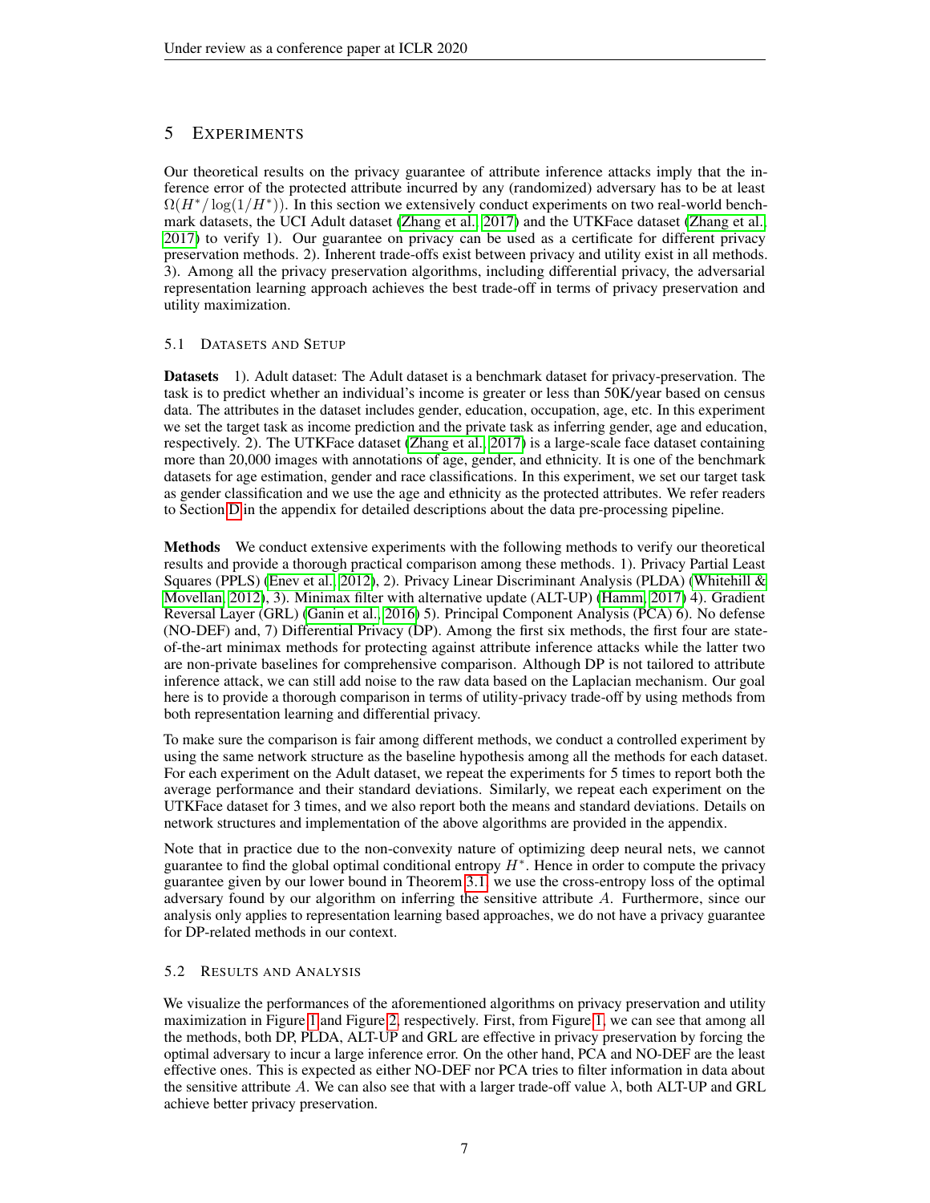## 5 EXPERIMENTS

Our theoretical results on the privacy guarantee of attribute inference attacks imply that the inference error of the protected attribute incurred by any (randomized) adversary has to be at least $\Omega(H^*/\log(1/H^*))$. In this section we extensively conduct experiments on two real-world benchmark datasets, the UCI Adult dataset (Zhang et al., 2017) and the UTKFace dataset (Zhang et al., 2017) to verify 1). Our guarantee on privacy can be used as a certificate for different privacy preservation methods. 2). Inherent trade-offs exist between privacy and utility exist in all methods. 3). Among all the privacy preservation algorithms, including differential privacy, the adversarial representation learning approach achieves the best trade-off in terms of privacy preservation and utility maximization.

### 5.1 DATASETS AND SETUP

**Datasets** 1). Adult dataset: The Adult dataset is a benchmark dataset for privacy-preservation. The task is to predict whether an individual's income is greater or less than 50K/year based on census data. The attributes in the dataset includes gender, education, occupation, age, etc. In this experiment we set the target task as income prediction and the private task as inferring gender, age and education, respectively. 2). The UTKFace dataset (Zhang et al., 2017) is a large-scale face dataset containing more than 20,000 images with annotations of age, gender, and ethnicity. It is one of the benchmark datasets for age estimation, gender and race classifications. In this experiment, we set our target task as gender classification and we use the age and ethnicity as the protected attributes. We refer readers to Section D in the appendix for detailed descriptions about the data pre-processing pipeline.

**Methods** We conduct extensive experiments with the following methods to verify our theoretical results and provide a thorough practical comparison among these methods. 1). Privacy Partial Least Squares (PPLS) (Enev et al., 2012), 2). Privacy Linear Discriminant Analysis (PLDA) (Whitehill & Movellan, 2012), 3). Minimax filter with alternative update (ALT-UP) (Hamm, 2017) 4). Gradient Reversal Layer (GRL) (Ganin et al., 2016) 5). Principal Component Analysis (PCA) 6). No defense (NO-DEF) and, 7) Differential Privacy (DP). Among the first six methods, the first four are state-of-the-art minimax methods for protecting against attribute inference attacks while the latter two are non-private baselines for comprehensive comparison. Although DP is not tailored to attribute inference attack, we can still add noise to the raw data based on the Laplacian mechanism. Our goal here is to provide a thorough comparison in terms of utility-privacy trade-off by using methods from both representation learning and differential privacy.

To make sure the comparison is fair among different methods, we conduct a controlled experiment by using the same network structure as the baseline hypothesis among all the methods for each dataset. For each experiment on the Adult dataset, we repeat the experiments for 5 times to report both the average performance and their standard deviations. Similarly, we repeat each experiment on the UTKFace dataset for 3 times, and we also report both the means and standard deviations. Details on network structures and implementation of the above algorithms are provided in the appendix.

Note that in practice due to the non-convexity nature of optimizing deep neural nets, we cannot guarantee to find the global optimal conditional entropy $H^*$. Hence in order to compute the privacy guarantee given by our lower bound in Theorem 3.1, we use the cross-entropy loss of the optimal adversary found by our algorithm on inferring the sensitive attribute $A$. Furthermore, since our analysis only applies to representation learning based approaches, we do not have a privacy guarantee for DP-related methods in our context.

### 5.2 RESULTS AND ANALYSIS

We visualize the performances of the aforementioned algorithms on privacy preservation and utility maximization in Figure 1 and Figure 2, respectively. First, from Figure 1, we can see that among all the methods, both DP, PLDA, ALT-UP and GRL are effective in privacy preservation by forcing the optimal adversary to incur a large inference error. On the other hand, PCA and NO-DEF are the least effective ones. This is expected as either NO-DEF nor PCA tries to filter information in data about the sensitive attribute $A$. We can also see that with a larger trade-off value $\lambda$, both ALT-UP and GRL achieve better privacy preservation.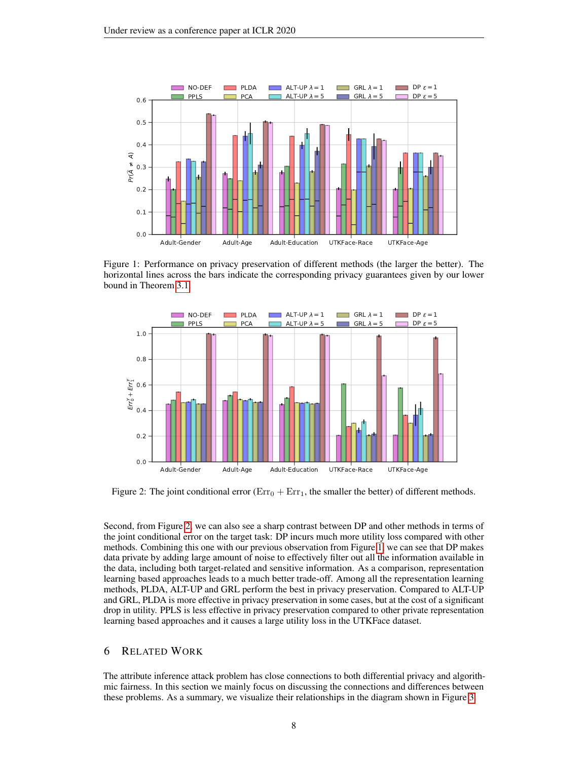Figure 1: Performance on privacy preservation of different methods (the larger the better). The horizontal lines across the bars indicate the corresponding privacy guarantees given by our lower bound in Theorem 3.1.

Figure 2: The joint conditional error ($\mathrm{Err}_0 + \mathrm{Err}_1$, the smaller the better) of different methods.

Second, from Figure 2, we can also see a sharp contrast between DP and other methods in terms of the joint conditional error on the target task: DP incurs much more utility loss compared with other methods. Combining this one with our previous observation from Figure 1, we can see that DP makes data private by adding large amount of noise to effectively filter out all the information available in the data, including both target-related and sensitive information. As a comparison, representation learning based approaches leads to a much better trade-off. Among all the representation learning methods, PLDA, ALT-UP and GRL perform the best in privacy preservation. Compared to ALT-UP and GRL, PLDA is more effective in privacy preservation in some cases, but at the cost of a significant drop in utility. PPLS is less effective in privacy preservation compared to other private representation learning based approaches and it causes a large utility loss in the UTKFace dataset.

## 6 Related Work

The attribute inference attack problem has close connections to both differential privacy and algorithmic fairness. In this section we mainly focus on discussing the connections and differences between these problems. As a summary, we visualize their relationships in the diagram shown in Figure 3.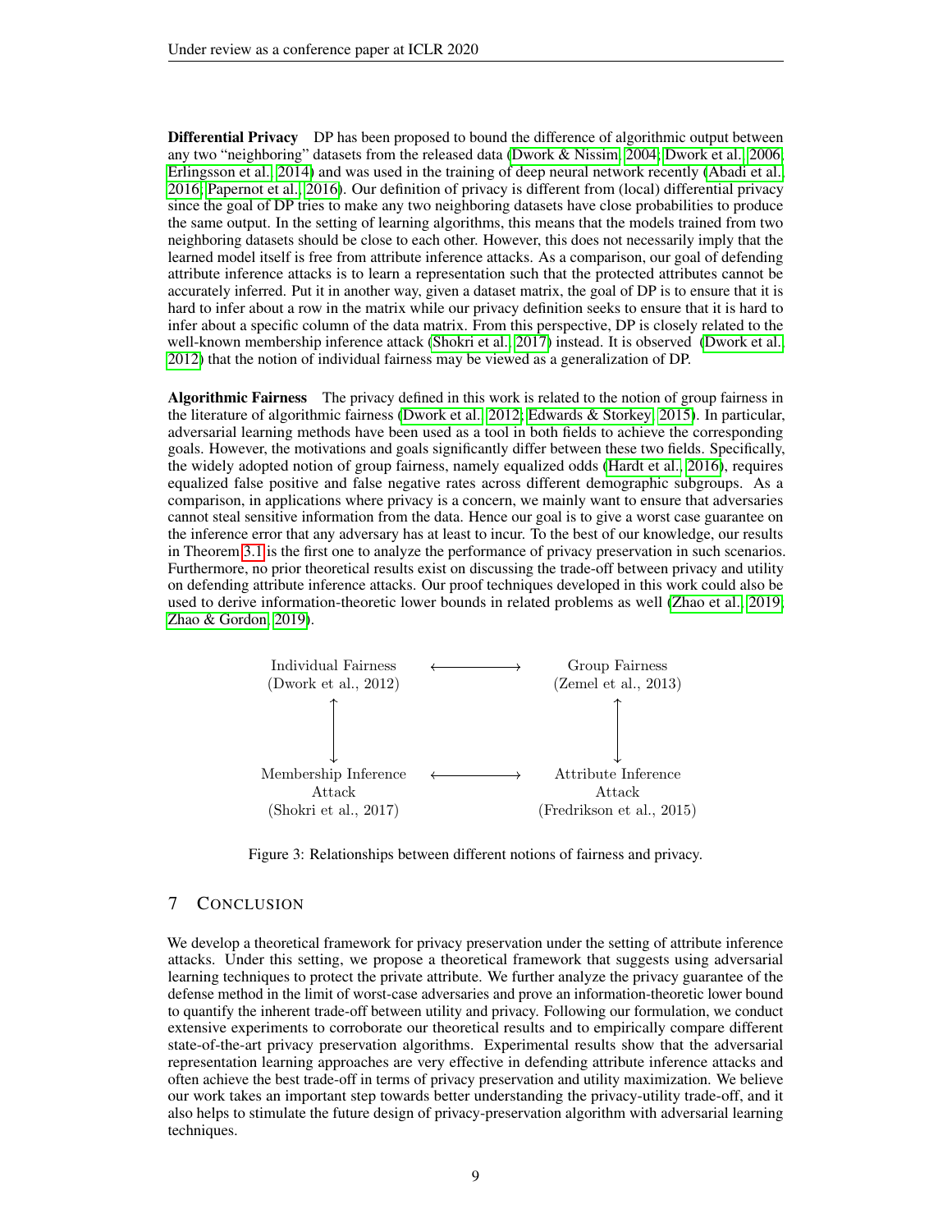**Differential Privacy** DP has been proposed to bound the difference of algorithmic output between any two "neighboring" datasets from the released data (Dwork & Nissim, 2004; Dwork et al., 2006; Erlingsson et al., 2014) and was used in the training of deep neural network recently (Abadi et al., 2016; Papernot et al., 2016). Our definition of privacy is different from (local) differential privacy since the goal of DP tries to make any two neighboring datasets have close probabilities to produce the same output. In the setting of learning algorithms, this means that the models trained from two neighboring datasets should be close to each other. However, this does not necessarily imply that the learned model itself is free from attribute inference attacks. As a comparison, our goal of defending attribute inference attacks is to learn a representation such that the protected attributes cannot be accurately inferred. Put it in another way, given a dataset matrix, the goal of DP is to ensure that it is hard to infer about a row in the matrix while our privacy definition seeks to ensure that it is hard to infer about a specific column of the data matrix. From this perspective, DP is closely related to the well-known membership inference attack (Shokri et al., 2017) instead. It is observed (Dwork et al., 2012) that the notion of individual fairness may be viewed as a generalization of DP.

**Algorithmic Fairness** The privacy defined in this work is related to the notion of group fairness in the literature of algorithmic fairness (Dwork et al., 2012; Edwards & Storkey, 2015). In particular, adversarial learning methods have been used as a tool in both fields to achieve the corresponding goals. However, the motivations and goals significantly differ between these two fields. Specifically, the widely adopted notion of group fairness, namely equalized odds (Hardt et al., 2016), requires equalized false positive and false negative rates across different demographic subgroups. As a comparison, in applications where privacy is a concern, we mainly want to ensure that adversaries cannot steal sensitive information from the data. Hence our goal is to give a worst case guarantee on the inference error that any adversary has at least to incur. To the best of our knowledge, our results in Theorem 3.1 is the first one to analyze the performance of privacy preservation in such scenarios. Furthermore, no prior theoretical results exist on discussing the trade-off between privacy and utility on defending attribute inference attacks. Our proof techniques developed in this work could also be used to derive information-theoretic lower bounds in related problems as well (Zhao et al., 2019; Zhao & Gordon, 2019).

| Individual Fairness (Dwork et al., 2012) | ⟷ | Group Fairness (Zemel et al., 2013) |
|---|---|---|
| ↕ | | ↕ |
| Membership Inference Attack (Shokri et al., 2017) | ⟷ | Attribute Inference Attack (Fredrikson et al., 2015) |

Figure 3: Relationships between different notions of fairness and privacy.

## 7 Conclusion

We develop a theoretical framework for privacy preservation under the setting of attribute inference attacks. Under this setting, we propose a theoretical framework that suggests using adversarial learning techniques to protect the private attribute. We further analyze the privacy guarantee of the defense method in the limit of worst-case adversaries and prove an information-theoretic lower bound to quantify the inherent trade-off between utility and privacy. Following our formulation, we conduct extensive experiments to corroborate our theoretical results and to empirically compare different state-of-the-art privacy preservation algorithms. Experimental results show that the adversarial representation learning approaches are very effective in defending attribute inference attacks and often achieve the best trade-off in terms of privacy preservation and utility maximization. We believe our work takes an important step towards better understanding the privacy-utility trade-off, and it also helps to stimulate the future design of privacy-preservation algorithm with adversarial learning techniques.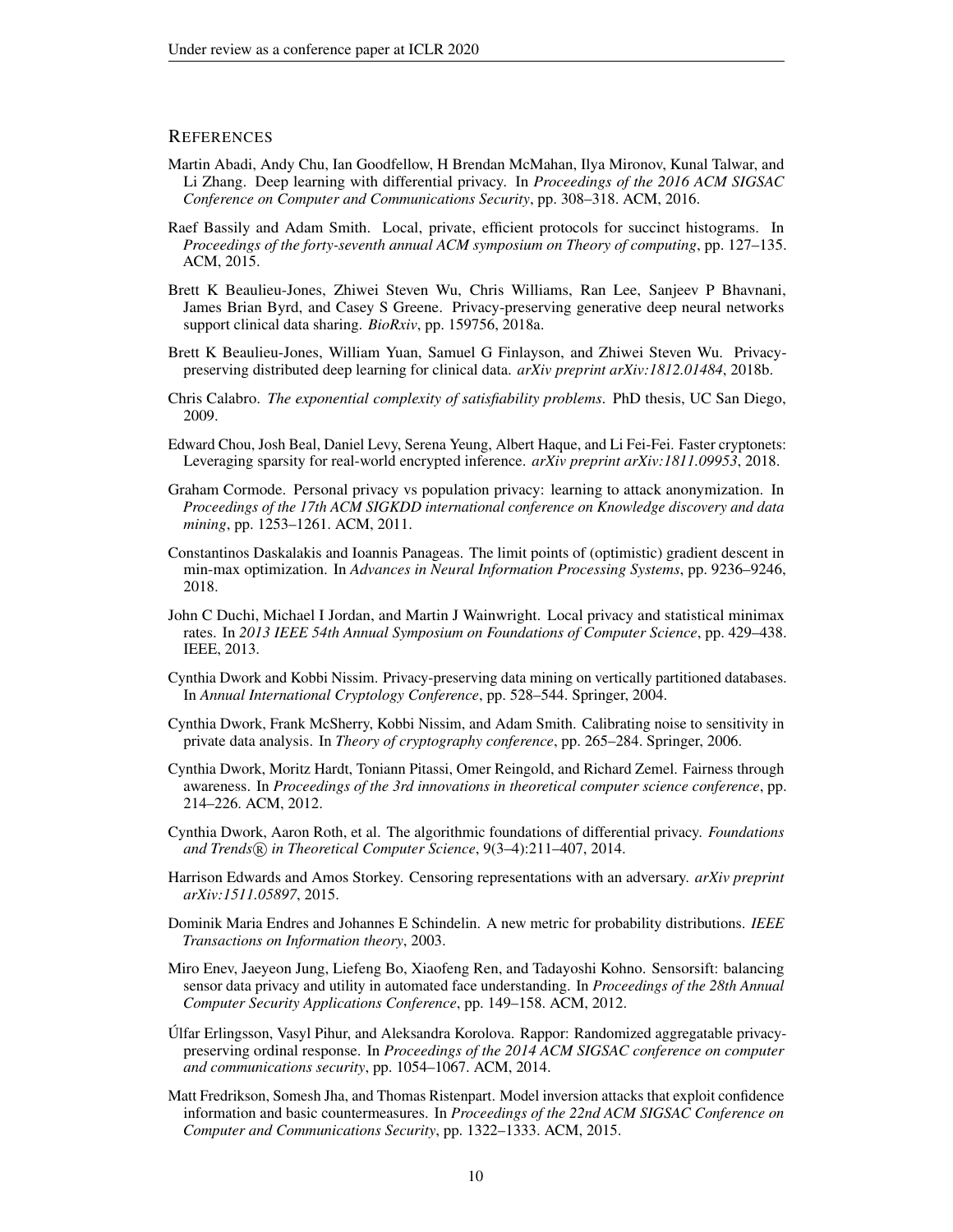## REFERENCES

Martin Abadi, Andy Chu, Ian Goodfellow, H Brendan McMahan, Ilya Mironov, Kunal Talwar, and Li Zhang. Deep learning with differential privacy. In *Proceedings of the 2016 ACM SIGSAC Conference on Computer and Communications Security*, pp. 308–318. ACM, 2016.

Raef Bassily and Adam Smith. Local, private, efficient protocols for succinct histograms. In *Proceedings of the forty-seventh annual ACM symposium on Theory of computing*, pp. 127–135. ACM, 2015.

Brett K Beaulieu-Jones, Zhiwei Steven Wu, Chris Williams, Ran Lee, Sanjeev P Bhavnani, James Brian Byrd, and Casey S Greene. Privacy-preserving generative deep neural networks support clinical data sharing. *BioRxiv*, pp. 159756, 2018a.

Brett K Beaulieu-Jones, William Yuan, Samuel G Finlayson, and Zhiwei Steven Wu. Privacy-preserving distributed deep learning for clinical data. *arXiv preprint arXiv:1812.01484*, 2018b.

Chris Calabro. *The exponential complexity of satisfiability problems*. PhD thesis, UC San Diego, 2009.

Edward Chou, Josh Beal, Daniel Levy, Serena Yeung, Albert Haque, and Li Fei-Fei. Faster cryptonets: Leveraging sparsity for real-world encrypted inference. *arXiv preprint arXiv:1811.09953*, 2018.

Graham Cormode. Personal privacy vs population privacy: learning to attack anonymization. In *Proceedings of the 17th ACM SIGKDD international conference on Knowledge discovery and data mining*, pp. 1253–1261. ACM, 2011.

Constantinos Daskalakis and Ioannis Panageas. The limit points of (optimistic) gradient descent in min-max optimization. In *Advances in Neural Information Processing Systems*, pp. 9236–9246, 2018.

John C Duchi, Michael I Jordan, and Martin J Wainwright. Local privacy and statistical minimax rates. In *2013 IEEE 54th Annual Symposium on Foundations of Computer Science*, pp. 429–438. IEEE, 2013.

Cynthia Dwork and Kobbi Nissim. Privacy-preserving data mining on vertically partitioned databases. In *Annual International Cryptology Conference*, pp. 528–544. Springer, 2004.

Cynthia Dwork, Frank McSherry, Kobbi Nissim, and Adam Smith. Calibrating noise to sensitivity in private data analysis. In *Theory of cryptography conference*, pp. 265–284. Springer, 2006.

Cynthia Dwork, Moritz Hardt, Toniann Pitassi, Omer Reingold, and Richard Zemel. Fairness through awareness. In *Proceedings of the 3rd innovations in theoretical computer science conference*, pp. 214–226. ACM, 2012.

Cynthia Dwork, Aaron Roth, et al. The algorithmic foundations of differential privacy. *Foundations and Trends® in Theoretical Computer Science*, 9(3–4):211–407, 2014.

Harrison Edwards and Amos Storkey. Censoring representations with an adversary. *arXiv preprint arXiv:1511.05897*, 2015.

Dominik Maria Endres and Johannes E Schindelin. A new metric for probability distributions. *IEEE Transactions on Information theory*, 2003.

Miro Enev, Jaeyeon Jung, Liefeng Bo, Xiaofeng Ren, and Tadayoshi Kohno. Sensorsift: balancing sensor data privacy and utility in automated face understanding. In *Proceedings of the 28th Annual Computer Security Applications Conference*, pp. 149–158. ACM, 2012.

Úlfar Erlingsson, Vasyl Pihur, and Aleksandra Korolova. Rappor: Randomized aggregatable privacy-preserving ordinal response. In *Proceedings of the 2014 ACM SIGSAC conference on computer and communications security*, pp. 1054–1067. ACM, 2014.

Matt Fredrikson, Somesh Jha, and Thomas Ristenpart. Model inversion attacks that exploit confidence information and basic countermeasures. In *Proceedings of the 22nd ACM SIGSAC Conference on Computer and Communications Security*, pp. 1322–1333. ACM, 2015.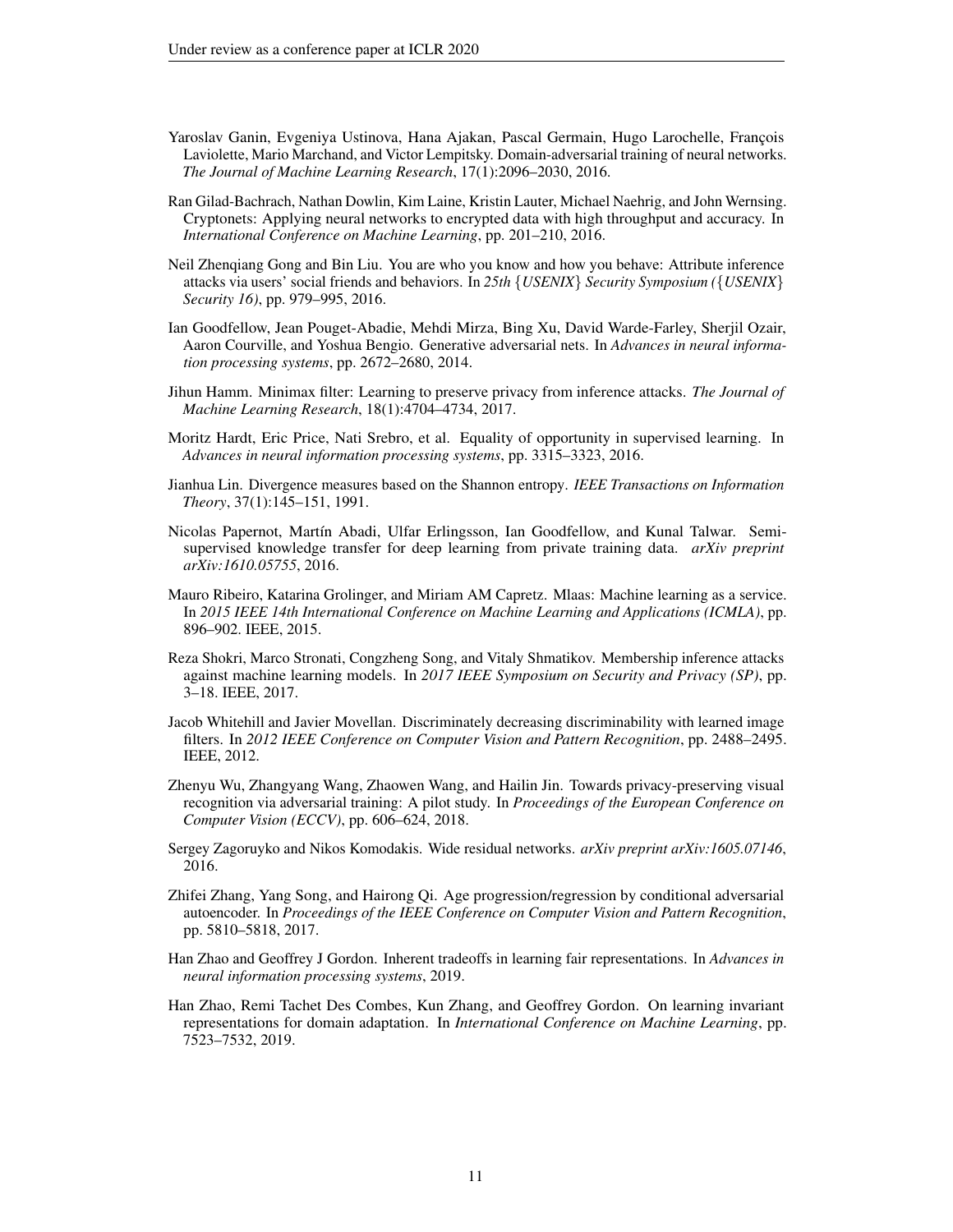Yaroslav Ganin, Evgeniya Ustinova, Hana Ajakan, Pascal Germain, Hugo Larochelle, François Laviolette, Mario Marchand, and Victor Lempitsky. Domain-adversarial training of neural networks. *The Journal of Machine Learning Research*, 17(1):2096–2030, 2016.

Ran Gilad-Bachrach, Nathan Dowlin, Kim Laine, Kristin Lauter, Michael Naehrig, and John Wernsing. Cryptonets: Applying neural networks to encrypted data with high throughput and accuracy. In *International Conference on Machine Learning*, pp. 201–210, 2016.

Neil Zhenqiang Gong and Bin Liu. You are who you know and how you behave: Attribute inference attacks via users' social friends and behaviors. In *25th {USENIX} Security Symposium ({USENIX} Security 16)*, pp. 979–995, 2016.

Ian Goodfellow, Jean Pouget-Abadie, Mehdi Mirza, Bing Xu, David Warde-Farley, Sherjil Ozair, Aaron Courville, and Yoshua Bengio. Generative adversarial nets. In *Advances in neural information processing systems*, pp. 2672–2680, 2014.

Jihun Hamm. Minimax filter: Learning to preserve privacy from inference attacks. *The Journal of Machine Learning Research*, 18(1):4704–4734, 2017.

Moritz Hardt, Eric Price, Nati Srebro, et al. Equality of opportunity in supervised learning. In *Advances in neural information processing systems*, pp. 3315–3323, 2016.

Jianhua Lin. Divergence measures based on the Shannon entropy. *IEEE Transactions on Information Theory*, 37(1):145–151, 1991.

Nicolas Papernot, Martín Abadi, Ulfar Erlingsson, Ian Goodfellow, and Kunal Talwar. Semi-supervised knowledge transfer for deep learning from private training data. *arXiv preprint arXiv:1610.05755*, 2016.

Mauro Ribeiro, Katarina Grolinger, and Miriam AM Capretz. Mlaas: Machine learning as a service. In *2015 IEEE 14th International Conference on Machine Learning and Applications (ICMLA)*, pp. 896–902. IEEE, 2015.

Reza Shokri, Marco Stronati, Congzheng Song, and Vitaly Shmatikov. Membership inference attacks against machine learning models. In *2017 IEEE Symposium on Security and Privacy (SP)*, pp. 3–18. IEEE, 2017.

Jacob Whitehill and Javier Movellan. Discriminately decreasing discriminability with learned image filters. In *2012 IEEE Conference on Computer Vision and Pattern Recognition*, pp. 2488–2495. IEEE, 2012.

Zhenyu Wu, Zhangyang Wang, Zhaowen Wang, and Hailin Jin. Towards privacy-preserving visual recognition via adversarial training: A pilot study. In *Proceedings of the European Conference on Computer Vision (ECCV)*, pp. 606–624, 2018.

Sergey Zagoruyko and Nikos Komodakis. Wide residual networks. *arXiv preprint arXiv:1605.07146*, 2016.

Zhifei Zhang, Yang Song, and Hairong Qi. Age progression/regression by conditional adversarial autoencoder. In *Proceedings of the IEEE Conference on Computer Vision and Pattern Recognition*, pp. 5810–5818, 2017.

Han Zhao and Geoffrey J Gordon. Inherent tradeoffs in learning fair representations. In *Advances in neural information processing systems*, 2019.

Han Zhao, Remi Tachet Des Combes, Kun Zhang, and Geoffrey Gordon. On learning invariant representations for domain adaptation. In *International Conference on Machine Learning*, pp. 7523–7532, 2019.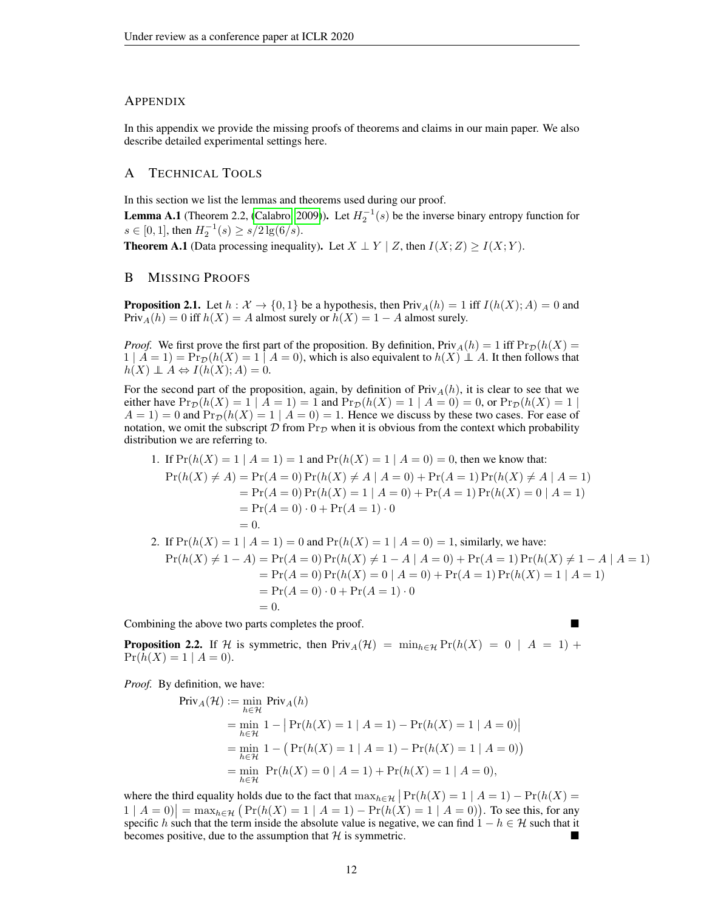# APPENDIX

In this appendix we provide the missing proofs of theorems and claims in our main paper. We also describe detailed experimental settings here.

## A Technical Tools

In this section we list the lemmas and theorems used during our proof.

**Lemma A.1** (Theorem 2.2, (Calabro, 2009)). Let $H_2^{-1}(s)$ be the inverse binary entropy function for $s \in [0, 1]$, then $H_2^{-1}(s) \geq s/2\lg(6/s)$.

**Theorem A.1** (Data processing inequality). Let $X \perp Y \mid Z$, then $I(X; Z) \geq I(X; Y)$.

## B Missing Proofs

**Proposition 2.1.** Let $h : \mathcal{X} \to \{0, 1\}$ be a hypothesis, then $\text{Priv}_A(h) = 1$ iff $I(h(X); A) = 0$ and $\text{Priv}_A(h) = 0$ iff $h(X) = A$ almost surely or $h(X) = 1 - A$ almost surely.

*Proof.* We first prove the first part of the proposition. By definition, $\text{Priv}_A(h) = 1$ iff $\Pr_\mathcal{D}(h(X) = 1 \mid A = 1) = \Pr_\mathcal{D}(h(X) = 1 \mid A = 0)$, which is also equivalent to $h(X) \perp\!\!\!\perp A$. It then follows that $h(X) \perp\!\!\!\perp A \Leftrightarrow I(h(X); A) = 0$.

For the second part of the proposition, again, by definition of $\text{Priv}_A(h)$, it is clear to see that we either have $\Pr_\mathcal{D}(h(X) = 1 \mid A = 1) = 1$ and $\Pr_\mathcal{D}(h(X) = 1 \mid A = 0) = 0$, or $\Pr_\mathcal{D}(h(X) = 1 \mid A = 1) = 0$ and $\Pr_\mathcal{D}(h(X) = 1 \mid A = 0) = 1$. Hence we discuss by these two cases. For ease of notation, we omit the subscript $\mathcal{D}$ from $\Pr_\mathcal{D}$ when it is obvious from the context which probability distribution we are referring to.

1. If $\Pr(h(X) = 1 \mid A = 1) = 1$ and $\Pr(h(X) = 1 \mid A = 0) = 0$, then we know that:
$$\begin{aligned}
\Pr(h(X) \neq A) &= \Pr(A = 0)\Pr(h(X) \neq A \mid A = 0) + \Pr(A = 1)\Pr(h(X) \neq A \mid A = 1) \\
&= \Pr(A = 0)\Pr(h(X) = 1 \mid A = 0) + \Pr(A = 1)\Pr(h(X) = 0 \mid A = 1) \\
&= \Pr(A = 0) \cdot 0 + \Pr(A = 1) \cdot 0 \\
&= 0.
\end{aligned}$$

2. If $\Pr(h(X) = 1 \mid A = 1) = 0$ and $\Pr(h(X) = 1 \mid A = 0) = 1$, similarly, we have:
$$\begin{aligned}
\Pr(h(X) \neq 1 - A) &= \Pr(A = 0)\Pr(h(X) \neq 1 - A \mid A = 0) + \Pr(A = 1)\Pr(h(X) \neq 1 - A \mid A = 1) \\
&= \Pr(A = 0)\Pr(h(X) = 0 \mid A = 0) + \Pr(A = 1)\Pr(h(X) = 1 \mid A = 1) \\
&= \Pr(A = 0) \cdot 0 + \Pr(A = 1) \cdot 0 \\
&= 0.
\end{aligned}$$

Combining the above two parts completes the proof. ■

**Proposition 2.2.** If $\mathcal{H}$ is symmetric, then $\text{Priv}_A(\mathcal{H}) = \min_{h \in \mathcal{H}} \Pr(h(X) = 0 \mid A = 1) + \Pr(h(X) = 1 \mid A = 0)$.

*Proof.* By definition, we have:
$$\begin{aligned}
\text{Priv}_A(\mathcal{H}) &:= \min_{h \in \mathcal{H}} \text{Priv}_A(h) \\
&= \min_{h \in \mathcal{H}} 1 - \big|\Pr(h(X) = 1 \mid A = 1) - \Pr(h(X) = 1 \mid A = 0)\big| \\
&= \min_{h \in \mathcal{H}} 1 - \big(\Pr(h(X) = 1 \mid A = 1) - \Pr(h(X) = 1 \mid A = 0)\big) \\
&= \min_{h \in \mathcal{H}} \Pr(h(X) = 0 \mid A = 1) + \Pr(h(X) = 1 \mid A = 0),
\end{aligned}$$

where the third equality holds due to the fact that $\max_{h \in \mathcal{H}} \big|\Pr(h(X) = 1 \mid A = 1) - \Pr(h(X) = 1 \mid A = 0)\big| = \max_{h \in \mathcal{H}} \big(\Pr(h(X) = 1 \mid A = 1) - \Pr(h(X) = 1 \mid A = 0)\big)$. To see this, for any specific $h$ such that the term inside the absolute value is negative, we can find $1 - h \in \mathcal{H}$ such that it becomes positive, due to the assumption that $\mathcal{H}$ is symmetric. ■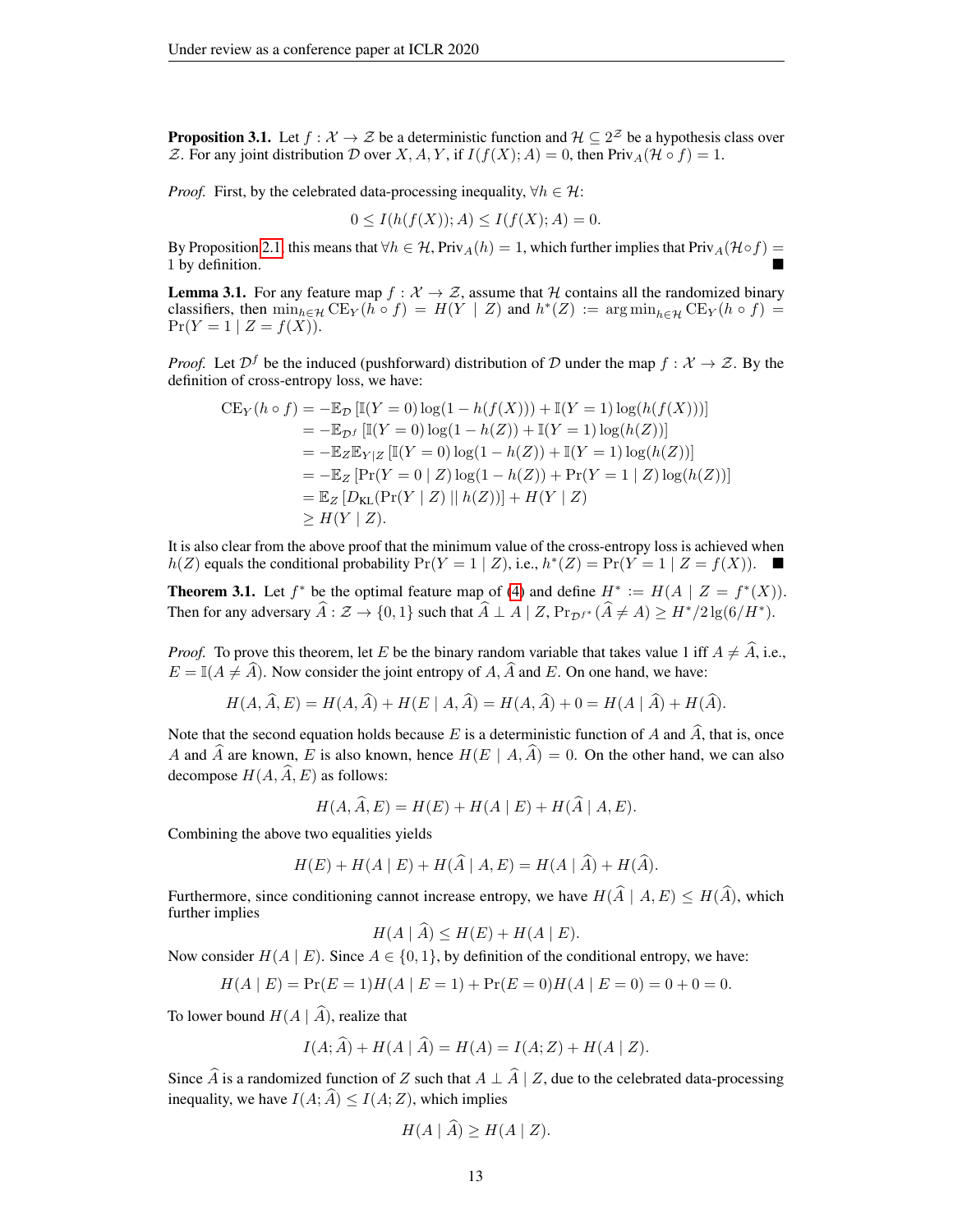**Proposition 3.1.** Let $f : \mathcal{X} \to \mathcal{Z}$ be a deterministic function and $\mathcal{H} \subseteq 2^{\mathcal{Z}}$ be a hypothesis class over $\mathcal{Z}$. For any joint distribution $\mathcal{D}$ over $X, A, Y$, if $I(f(X); A) = 0$, then $\text{Priv}_A(\mathcal{H} \circ f) = 1$.

*Proof.* First, by the celebrated data-processing inequality, $\forall h \in \mathcal{H}$:

$$0 \leq I(h(f(X)); A) \leq I(f(X); A) = 0.$$

By Proposition 2.1 this means that $\forall h \in \mathcal{H}$, $\text{Priv}_A(h) = 1$, which further implies that $\text{Priv}_A(\mathcal{H} \circ f) = 1$ by definition. ■

**Lemma 3.1.** For any feature map $f : \mathcal{X} \to \mathcal{Z}$, assume that $\mathcal{H}$ contains all the randomized binary classifiers, then $\min_{h \in \mathcal{H}} \text{CE}_Y(h \circ f) = H(Y \mid Z)$ and $h^*(Z) := \arg\min_{h \in \mathcal{H}} \text{CE}_Y(h \circ f) = \Pr(Y = 1 \mid Z = f(X))$.

*Proof.* Let $\mathcal{D}^f$ be the induced (pushforward) distribution of $\mathcal{D}$ under the map $f : \mathcal{X} \to \mathcal{Z}$. By the definition of cross-entropy loss, we have:

$$\begin{aligned}
\text{CE}_Y(h \circ f) &= -\mathbb{E}_{\mathcal{D}} \left[ \mathbb{I}(Y = 0) \log(1 - h(f(X))) + \mathbb{I}(Y = 1) \log(h(f(X))) \right] \\
&= -\mathbb{E}_{\mathcal{D}^f} \left[ \mathbb{I}(Y = 0) \log(1 - h(Z)) + \mathbb{I}(Y = 1) \log(h(Z)) \right] \\
&= -\mathbb{E}_Z \mathbb{E}_{Y \mid Z} \left[ \mathbb{I}(Y = 0) \log(1 - h(Z)) + \mathbb{I}(Y = 1) \log(h(Z)) \right] \\
&= -\mathbb{E}_Z \left[ \Pr(Y = 0 \mid Z) \log(1 - h(Z)) + \Pr(Y = 1 \mid Z) \log(h(Z)) \right] \\
&= \mathbb{E}_Z \left[ D_{\text{KL}}(\Pr(Y \mid Z) \mid\mid h(Z)) \right] + H(Y \mid Z) \\
&\geq H(Y \mid Z).
\end{aligned}$$

It is also clear from the above proof that the minimum value of the cross-entropy loss is achieved when $h(Z)$ equals the conditional probability $\Pr(Y = 1 \mid Z)$, i.e., $h^*(Z) = \Pr(Y = 1 \mid Z = f(X))$. ■

**Theorem 3.1.** Let $f^*$ be the optimal feature map of (4) and define $H^* := H(A \mid Z = f^*(X))$. Then for any adversary $\widehat{A} : \mathcal{Z} \to \{0, 1\}$ such that $\widehat{A} \perp A \mid Z$, $\Pr_{\mathcal{D}^{f^*}}(\widehat{A} \neq A) \geq H^* / 2 \lg(6/H^*)$.

*Proof.* To prove this theorem, let $E$ be the binary random variable that takes value 1 iff $A \neq \widehat{A}$, i.e., $E = \mathbb{I}(A \neq \widehat{A})$. Now consider the joint entropy of $A$, $\widehat{A}$ and $E$. On one hand, we have:

$$H(A, \widehat{A}, E) = H(A, \widehat{A}) + H(E \mid A, \widehat{A}) = H(A, \widehat{A}) + 0 = H(A \mid \widehat{A}) + H(\widehat{A}).$$

Note that the second equation holds because $E$ is a deterministic function of $A$ and $\widehat{A}$, that is, once $A$ and $\widehat{A}$ are known, $E$ is also known, hence $H(E \mid A, \widehat{A}) = 0$. On the other hand, we can also decompose $H(A, \widehat{A}, E)$ as follows:

$$H(A, \widehat{A}, E) = H(E) + H(A \mid E) + H(\widehat{A} \mid A, E).$$

Combining the above two equalities yields

$$H(E) + H(A \mid E) + H(\widehat{A} \mid A, E) = H(A \mid \widehat{A}) + H(\widehat{A}).$$

Furthermore, since conditioning cannot increase entropy, we have $H(\widehat{A} \mid A, E) \leq H(\widehat{A})$, which further implies

$$H(A \mid \widehat{A}) \leq H(E) + H(A \mid E).$$

Now consider $H(A \mid E)$. Since $A \in \{0, 1\}$, by definition of the conditional entropy, we have:

$$H(A \mid E) = \Pr(E = 1) H(A \mid E = 1) + \Pr(E = 0) H(A \mid E = 0) = 0 + 0 = 0.$$

To lower bound $H(A \mid \widehat{A})$, realize that

$$I(A; \widehat{A}) + H(A \mid \widehat{A}) = H(A) = I(A; Z) + H(A \mid Z).$$

Since $\widehat{A}$ is a randomized function of $Z$ such that $A \perp \widehat{A} \mid Z$, due to the celebrated data-processing inequality, we have $I(A; \widehat{A}) \leq I(A; Z)$, which implies

$$H(A \mid \widehat{A}) \geq H(A \mid Z).$$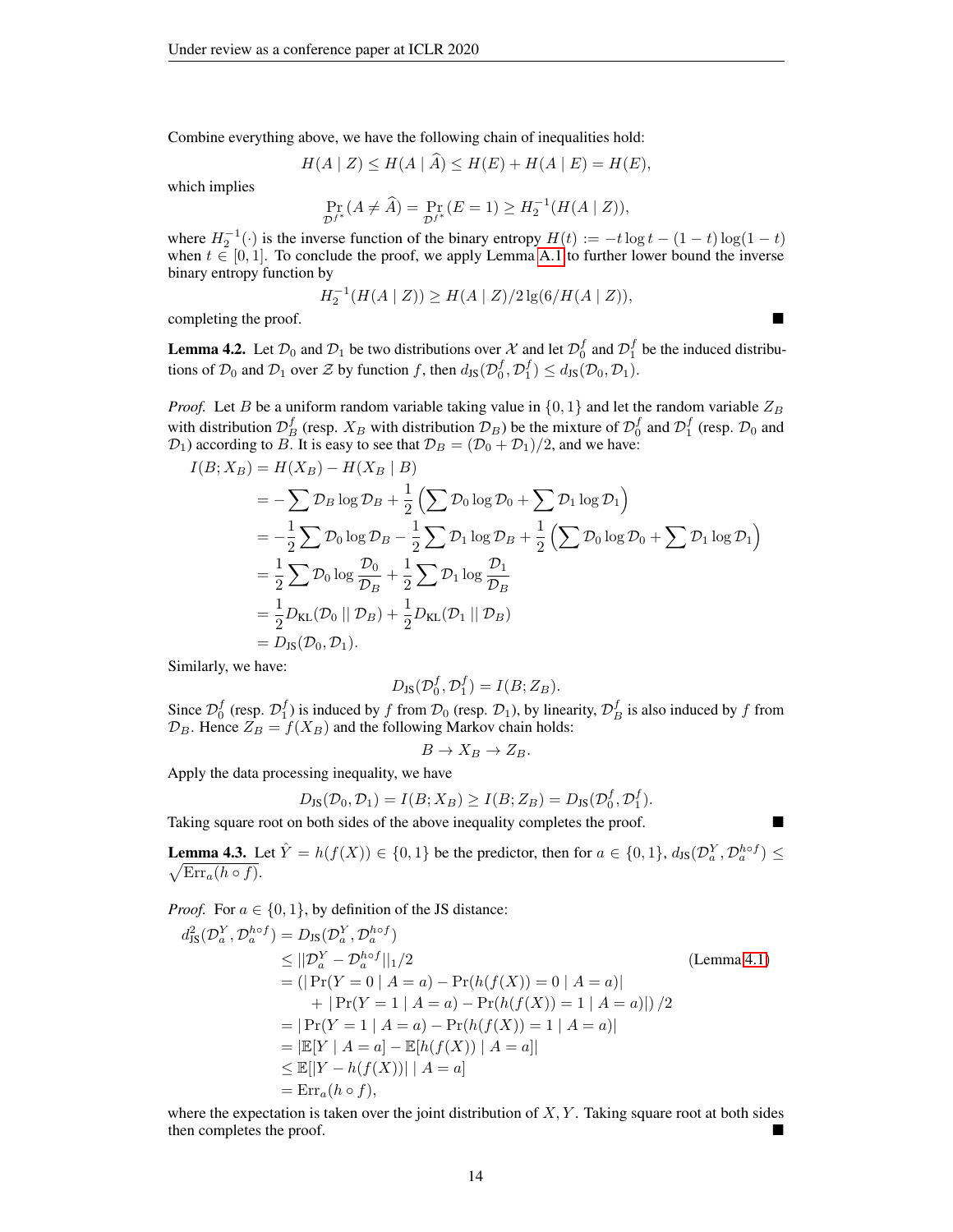Combine everything above, we have the following chain of inequalities hold:

$$H(A \mid Z) \leq H(A \mid \widehat{A}) \leq H(E) + H(A \mid E) = H(E),$$

which implies

$$\Pr_{\mathcal{D}^{f^*}}(A \neq \widehat{A}) = \Pr_{\mathcal{D}^{f^*}}(E = 1) \geq H_2^{-1}(H(A \mid Z)),$$

where $H_2^{-1}(\cdot)$ is the inverse function of the binary entropy $H(t) := -t \log t - (1-t)\log(1-t)$ when $t \in [0, 1]$. To conclude the proof, we apply Lemma A.1 to further lower bound the inverse binary entropy function by

$$H_2^{-1}(H(A \mid Z)) \geq H(A \mid Z)/2 \lg(6/H(A \mid Z)),$$

completing the proof. ■

**Lemma 4.2.** Let $\mathcal{D}_0$ and $\mathcal{D}_1$ be two distributions over $\mathcal{X}$ and let $\mathcal{D}_0^f$ and $\mathcal{D}_1^f$ be the induced distributions of $\mathcal{D}_0$ and $\mathcal{D}_1$ over $\mathcal{Z}$ by function $f$, then $d_{\text{JS}}(\mathcal{D}_0^f, \mathcal{D}_1^f) \leq d_{\text{JS}}(\mathcal{D}_0, \mathcal{D}_1)$.

*Proof.* Let $B$ be a uniform random variable taking value in $\{0, 1\}$ and let the random variable $Z_B$ with distribution $\mathcal{D}_B^f$ (resp. $X_B$ with distribution $\mathcal{D}_B$) be the mixture of $\mathcal{D}_0^f$ and $\mathcal{D}_1^f$ (resp. $\mathcal{D}_0$ and $\mathcal{D}_1$) according to $B$. It is easy to see that $\mathcal{D}_B = (\mathcal{D}_0 + \mathcal{D}_1)/2$, and we have:

$$\begin{aligned}
I(B; X_B) &= H(X_B) - H(X_B \mid B) \\
&= -\sum \mathcal{D}_B \log \mathcal{D}_B + \frac{1}{2}\left(\sum \mathcal{D}_0 \log \mathcal{D}_0 + \sum \mathcal{D}_1 \log \mathcal{D}_1\right) \\
&= -\frac{1}{2}\sum \mathcal{D}_0 \log \mathcal{D}_B - \frac{1}{2}\sum \mathcal{D}_1 \log \mathcal{D}_B + \frac{1}{2}\left(\sum \mathcal{D}_0 \log \mathcal{D}_0 + \sum \mathcal{D}_1 \log \mathcal{D}_1\right) \\
&= \frac{1}{2}\sum \mathcal{D}_0 \log \frac{\mathcal{D}_0}{\mathcal{D}_B} + \frac{1}{2}\sum \mathcal{D}_1 \log \frac{\mathcal{D}_1}{\mathcal{D}_B} \\
&= \frac{1}{2} D_{\text{KL}}(\mathcal{D}_0 \mid\mid \mathcal{D}_B) + \frac{1}{2} D_{\text{KL}}(\mathcal{D}_1 \mid\mid \mathcal{D}_B) \\
&= D_{\text{JS}}(\mathcal{D}_0, \mathcal{D}_1).
\end{aligned}$$

Similarly, we have:

$$D_{\text{JS}}(\mathcal{D}_0^f, \mathcal{D}_1^f) = I(B; Z_B).$$

Since $\mathcal{D}_0^f$ (resp. $\mathcal{D}_1^f$) is induced by $f$ from $\mathcal{D}_0$ (resp. $\mathcal{D}_1$), by linearity, $\mathcal{D}_B^f$ is also induced by $f$ from $\mathcal{D}_B$. Hence $Z_B = f(X_B)$ and the following Markov chain holds:

$$B \to X_B \to Z_B.$$

Apply the data processing inequality, we have

$$D_{\text{JS}}(\mathcal{D}_0, \mathcal{D}_1) = I(B; X_B) \geq I(B; Z_B) = D_{\text{JS}}(\mathcal{D}_0^f, \mathcal{D}_1^f).$$

Taking square root on both sides of the above inequality completes the proof. ■

**Lemma 4.3.** Let $\hat{Y} = h(f(X)) \in \{0, 1\}$ be the predictor, then for $a \in \{0, 1\}$, $d_{\text{JS}}(\mathcal{D}_a^Y, \mathcal{D}_a^{h\circ f}) \leq \sqrt{\text{Err}_a(h \circ f)}$.

*Proof.* For $a \in \{0, 1\}$, by definition of the JS distance:

$$\begin{aligned}
d_{\text{JS}}^2(\mathcal{D}_a^Y, \mathcal{D}_a^{h\circ f}) &= D_{\text{JS}}(\mathcal{D}_a^Y, \mathcal{D}_a^{h\circ f}) \\
&\leq \|\mathcal{D}_a^Y - \mathcal{D}_a^{h\circ f}\|_1/2 \qquad \text{(Lemma 4.1)} \\
&= \left(|\Pr(Y = 0 \mid A = a) - \Pr(h(f(X)) = 0 \mid A = a)| \right. \\
&\qquad \left. + \, |\Pr(Y = 1 \mid A = a) - \Pr(h(f(X)) = 1 \mid A = a)|\right)/2 \\
&= |\Pr(Y = 1 \mid A = a) - \Pr(h(f(X)) = 1 \mid A = a)| \\
&= |\mathbb{E}[Y \mid A = a] - \mathbb{E}[h(f(X)) \mid A = a]| \\
&\leq \mathbb{E}[|Y - h(f(X))| \mid A = a] \\
&= \text{Err}_a(h \circ f),
\end{aligned}$$

where the expectation is taken over the joint distribution of $X, Y$. Taking square root at both sides then completes the proof. ■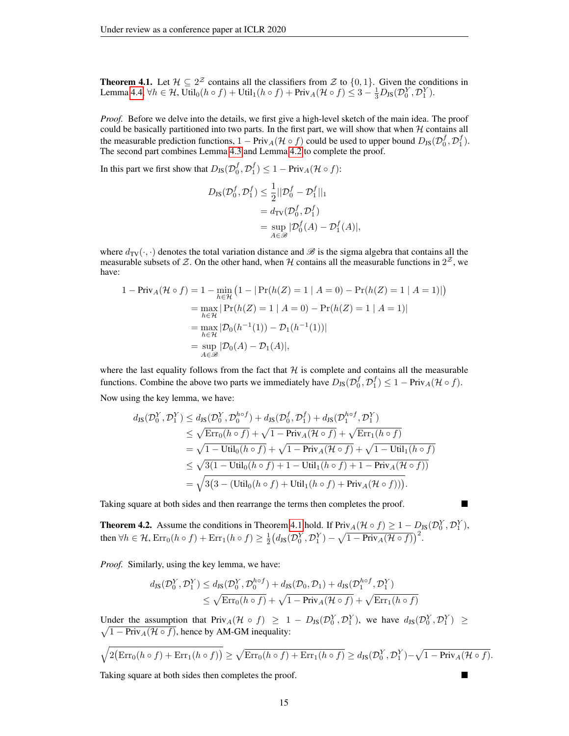**Theorem 4.1.** Let $\mathcal{H} \subseteq 2^{\mathcal{Z}}$ contains all the classifiers from $\mathcal{Z}$ to $\{0, 1\}$. Given the conditions in Lemma 4.4, $\forall h \in \mathcal{H}$, $\text{Util}_0(h \circ f) + \text{Util}_1(h \circ f) + \text{Priv}_A(\mathcal{H} \circ f) \leq 3 - \frac{1}{3} D_{\text{JS}}(\mathcal{D}_0^Y, \mathcal{D}_1^Y)$.

*Proof.* Before we delve into the details, we first give a high-level sketch of the main idea. The proof could be basically partitioned into two parts. In the first part, we will show that when $\mathcal{H}$ contains all the measurable prediction functions, $1 - \text{Priv}_A(\mathcal{H} \circ f)$ could be used to upper bound $D_{\text{JS}}(\mathcal{D}_0^f, \mathcal{D}_1^f)$. The second part combines Lemma 4.3 and Lemma 4.2 to complete the proof.

In this part we first show that $D_{\text{JS}}(\mathcal{D}_0^f, \mathcal{D}_1^f) \leq 1 - \text{Priv}_A(\mathcal{H} \circ f)$:

$$
\begin{aligned}
D_{\text{JS}}(\mathcal{D}_0^f, \mathcal{D}_1^f) &\leq \frac{1}{2} ||\mathcal{D}_0^f - \mathcal{D}_1^f||_1 \\
&= d_{\text{TV}}(\mathcal{D}_0^f, \mathcal{D}_1^f) \\
&= \sup_{A \in \mathscr{B}} |\mathcal{D}_0^f(A) - \mathcal{D}_1^f(A)|,
\end{aligned}
$$

where $d_{\text{TV}}(\cdot, \cdot)$ denotes the total variation distance and $\mathscr{B}$ is the sigma algebra that contains all the measurable subsets of $\mathcal{Z}$. On the other hand, when $\mathcal{H}$ contains all the measurable functions in $2^{\mathcal{Z}}$, we have:

$$
\begin{aligned}
1 - \text{Priv}_A(\mathcal{H} \circ f) &= 1 - \min_{h \in \mathcal{H}} \big(1 - |\Pr(h(Z) = 1 \mid A = 0) - \Pr(h(Z) = 1 \mid A = 1)|\big) \\
&= \max_{h \in \mathcal{H}} |\Pr(h(Z) = 1 \mid A = 0) - \Pr(h(Z) = 1 \mid A = 1)| \\
&= \max_{h \in \mathcal{H}} |\mathcal{D}_0(h^{-1}(1)) - \mathcal{D}_1(h^{-1}(1))| \\
&= \sup_{A \in \mathscr{B}} |\mathcal{D}_0(A) - \mathcal{D}_1(A)|,
\end{aligned}
$$

where the last equality follows from the fact that $\mathcal{H}$ is complete and contains all the measurable functions. Combine the above two parts we immediately have $D_{\text{JS}}(\mathcal{D}_0^f, \mathcal{D}_1^f) \leq 1 - \text{Priv}_A(\mathcal{H} \circ f)$.

Now using the key lemma, we have:

$$
\begin{aligned}
d_{\text{JS}}(\mathcal{D}_0^Y, \mathcal{D}_1^Y) &\leq d_{\text{JS}}(\mathcal{D}_0^Y, \mathcal{D}_0^{h \circ f}) + d_{\text{JS}}(\mathcal{D}_0^f, \mathcal{D}_1^f) + d_{\text{JS}}(\mathcal{D}_1^{h \circ f}, \mathcal{D}_1^Y) \\
&\leq \sqrt{\text{Err}_0(h \circ f)} + \sqrt{1 - \text{Priv}_A(\mathcal{H} \circ f)} + \sqrt{\text{Err}_1(h \circ f)} \\
&= \sqrt{1 - \text{Util}_0(h \circ f)} + \sqrt{1 - \text{Priv}_A(\mathcal{H} \circ f)} + \sqrt{1 - \text{Util}_1(h \circ f)} \\
&\leq \sqrt{3(1 - \text{Util}_0(h \circ f) + 1 - \text{Util}_1(h \circ f) + 1 - \text{Priv}_A(\mathcal{H} \circ f))} \\
&= \sqrt{3\big(3 - (\text{Util}_0(h \circ f) + \text{Util}_1(h \circ f) + \text{Priv}_A(\mathcal{H} \circ f))\big)}.
\end{aligned}
$$

Taking square at both sides and then rearrange the terms then completes the proof. ■

**Theorem 4.2.** Assume the conditions in Theorem 4.1 hold. If $\text{Priv}_A(\mathcal{H} \circ f) \geq 1 - D_{\text{JS}}(\mathcal{D}_0^Y, \mathcal{D}_1^Y)$, then $\forall h \in \mathcal{H}$, $\text{Err}_0(h \circ f) + \text{Err}_1(h \circ f) \geq \frac{1}{2}\big(d_{\text{JS}}(\mathcal{D}_0^Y, \mathcal{D}_1^Y) - \sqrt{1 - \text{Priv}_A(\mathcal{H} \circ f)}\big)^2$.

*Proof.* Similarly, using the key lemma, we have:

$$
\begin{aligned}
d_{\text{JS}}(\mathcal{D}_0^Y, \mathcal{D}_1^Y) &\leq d_{\text{JS}}(\mathcal{D}_0^Y, \mathcal{D}_0^{h \circ f}) + d_{\text{JS}}(\mathcal{D}_0, \mathcal{D}_1) + d_{\text{JS}}(\mathcal{D}_1^{h \circ f}, \mathcal{D}_1^Y) \\
&\leq \sqrt{\text{Err}_0(h \circ f)} + \sqrt{1 - \text{Priv}_A(\mathcal{H} \circ f)} + \sqrt{\text{Err}_1(h \circ f)}
\end{aligned}
$$

Under the assumption that $\text{Priv}_A(\mathcal{H} \circ f) \geq 1 - D_{\text{JS}}(\mathcal{D}_0^Y, \mathcal{D}_1^Y)$, we have $d_{\text{JS}}(\mathcal{D}_0^Y, \mathcal{D}_1^Y) \geq \sqrt{1 - \text{Priv}_A(\mathcal{H} \circ f)}$, hence by AM-GM inequality:

$$
\sqrt{2\big(\text{Err}_0(h \circ f) + \text{Err}_1(h \circ f)\big)} \geq \sqrt{\text{Err}_0(h \circ f)} + \sqrt{\text{Err}_1(h \circ f)} \geq d_{\text{JS}}(\mathcal{D}_0^Y, \mathcal{D}_1^Y) - \sqrt{1 - \text{Priv}_A(\mathcal{H} \circ f)}.
$$

Taking square at both sides then completes the proof. ■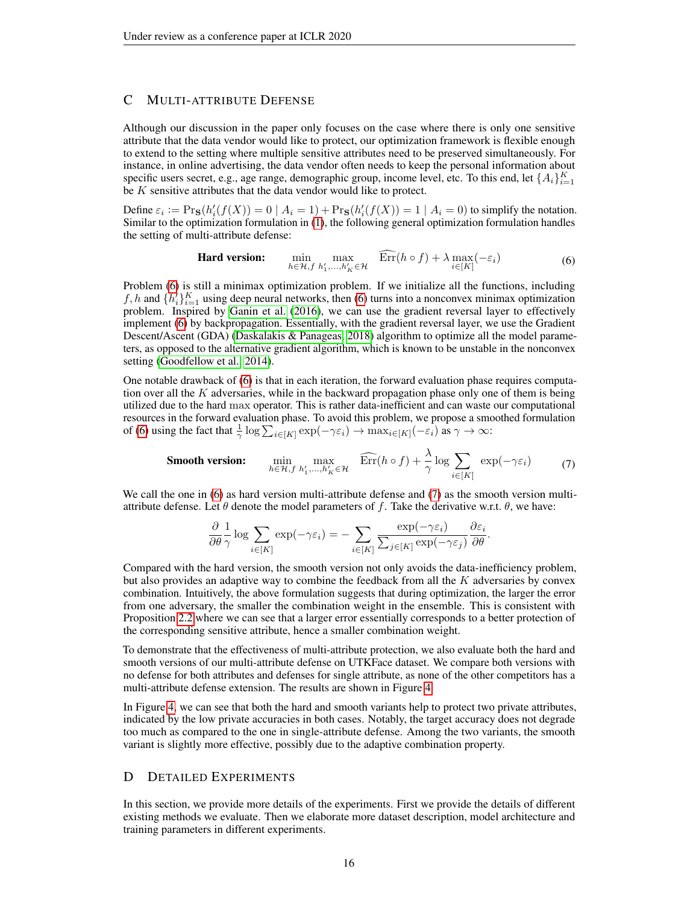# C Multi-attribute Defense

Although our discussion in the paper only focuses on the case where there is only one sensitive attribute that the data vendor would like to protect, our optimization framework is flexible enough to extend to the setting where multiple sensitive attributes need to be preserved simultaneously. For instance, in online advertising, the data vendor often needs to keep the personal information about specific users secret, e.g., age range, demographic group, income level, etc. To this end, let $\{A_i\}_{i=1}^K$ be $K$ sensitive attributes that the data vendor would like to protect.

Define $\varepsilon_i := \Pr_{\mathbf{S}}(h'_i(f(X)) = 0 \mid A_i = 1) + \Pr_{\mathbf{S}}(h'_i(f(X)) = 1 \mid A_i = 0)$ to simplify the notation. Similar to the optimization formulation in (1), the following general optimization formulation handles the setting of multi-attribute defense:

$$\textbf{Hard version:} \qquad \min_{h \in \mathcal{H}, f} \max_{h'_1, \ldots, h'_K \in \mathcal{H}} \quad \widehat{\mathrm{Err}}(h \circ f) + \lambda \max_{i \in [K]} (-\varepsilon_i) \tag{6}$$

Problem (6) is still a minimax optimization problem. If we initialize all the functions, including $f, h$ and $\{h'_i\}_{i=1}^K$ using deep neural networks, then (6) turns into a nonconvex minimax optimization problem. Inspired by Ganin et al. (2016), we can use the gradient reversal layer to effectively implement (6) by backpropagation. Essentially, with the gradient reversal layer, we use the Gradient Descent/Ascent (GDA) (Daskalakis & Panageas, 2018) algorithm to optimize all the model parameters, as opposed to the alternative gradient algorithm, which is known to be unstable in the nonconvex setting (Goodfellow et al., 2014).

One notable drawback of (6) is that in each iteration, the forward evaluation phase requires computation over all the $K$ adversaries, while in the backward propagation phase only one of them is being utilized due to the hard max operator. This is rather data-inefficient and can waste our computational resources in the forward evaluation phase. To avoid this problem, we propose a smoothed formulation of (6) using the fact that $\frac{1}{\gamma} \log \sum_{i \in [K]} \exp(-\gamma \varepsilon_i) \to \max_{i \in [K]} (-\varepsilon_i)$ as $\gamma \to \infty$:

$$\textbf{Smooth version:} \qquad \min_{h \in \mathcal{H}, f} \max_{h'_1, \ldots, h'_K \in \mathcal{H}} \quad \widehat{\mathrm{Err}}(h \circ f) + \frac{\lambda}{\gamma} \log \sum_{i \in [K]} \exp(-\gamma \varepsilon_i) \tag{7}$$

We call the one in (6) as hard version multi-attribute defense and (7) as the smooth version multi-attribute defense. Let $\theta$ denote the model parameters of $f$. Take the derivative w.r.t. $\theta$, we have:

$$\frac{\partial}{\partial \theta} \frac{1}{\gamma} \log \sum_{i \in [K]} \exp(-\gamma \varepsilon_i) = - \sum_{i \in [K]} \frac{\exp(-\gamma \varepsilon_i)}{\sum_{j \in [K]} \exp(-\gamma \varepsilon_j)} \frac{\partial \varepsilon_i}{\partial \theta}.$$

Compared with the hard version, the smooth version not only avoids the data-inefficiency problem, but also provides an adaptive way to combine the feedback from all the $K$ adversaries by convex combination. Intuitively, the above formulation suggests that during optimization, the larger the error from one adversary, the smaller the combination weight in the ensemble. This is consistent with Proposition 2.2 where we can see that a larger error essentially corresponds to a better protection of the corresponding sensitive attribute, hence a smaller combination weight.

To demonstrate that the effectiveness of multi-attribute protection, we also evaluate both the hard and smooth versions of our multi-attribute defense on UTKFace dataset. We compare both versions with no defense for both attributes and defenses for single attribute, as none of the other competitors has a multi-attribute defense extension. The results are shown in Figure 4.

In Figure 4, we can see that both the hard and smooth variants help to protect two private attributes, indicated by the low private accuracies in both cases. Notably, the target accuracy does not degrade too much as compared to the one in single-attribute defense. Among the two variants, the smooth variant is slightly more effective, possibly due to the adaptive combination property.

# D Detailed Experiments

In this section, we provide more details of the experiments. First we provide the details of different existing methods we evaluate. Then we elaborate more dataset description, model architecture and training parameters in different experiments.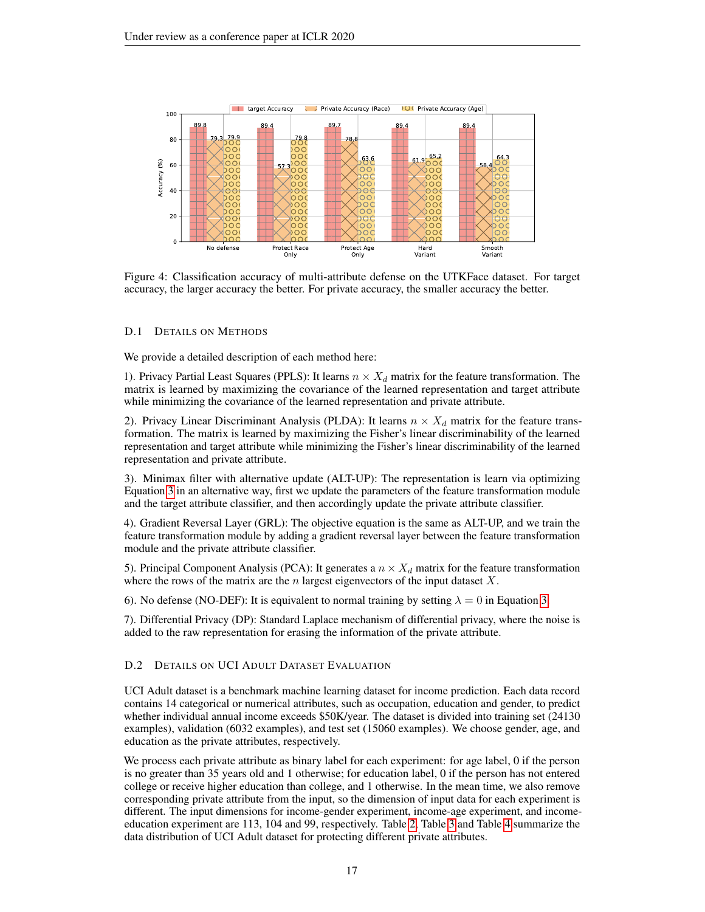Figure 4: Classification accuracy of multi-attribute defense on the UTKFace dataset. For target accuracy, the larger accuracy the better. For private accuracy, the smaller accuracy the better.

### D.1 Details on Methods

We provide a detailed description of each method here:

1). Privacy Partial Least Squares (PPLS): It learns $n \times X_d$ matrix for the feature transformation. The matrix is learned by maximizing the covariance of the learned representation and target attribute while minimizing the covariance of the learned representation and private attribute.

2). Privacy Linear Discriminant Analysis (PLDA): It learns $n \times X_d$ matrix for the feature transformation. The matrix is learned by maximizing the Fisher's linear discriminability of the learned representation and target attribute while minimizing the Fisher's linear discriminability of the learned representation and private attribute.

3). Minimax filter with alternative update (ALT-UP): The representation is learn via optimizing Equation 3 in an alternative way, first we update the parameters of the feature transformation module and the target attribute classifier, and then accordingly update the private attribute classifier.

4). Gradient Reversal Layer (GRL): The objective equation is the same as ALT-UP, and we train the feature transformation module by adding a gradient reversal layer between the feature transformation module and the private attribute classifier.

5). Principal Component Analysis (PCA): It generates a $n \times X_d$ matrix for the feature transformation where the rows of the matrix are the $n$ largest eigenvectors of the input dataset $X$.

6). No defense (NO-DEF): It is equivalent to normal training by setting $\lambda = 0$ in Equation 3.

7). Differential Privacy (DP): Standard Laplace mechanism of differential privacy, where the noise is added to the raw representation for erasing the information of the private attribute.

### D.2 Details on UCI Adult Dataset Evaluation

UCI Adult dataset is a benchmark machine learning dataset for income prediction. Each data record contains 14 categorical or numerical attributes, such as occupation, education and gender, to predict whether individual annual income exceeds $50K/year. The dataset is divided into training set (24130 examples), validation (6032 examples), and test set (15060 examples). We choose gender, age, and education as the private attributes, respectively.

We process each private attribute as binary label for each experiment: for age label, 0 if the person is no greater than 35 years old and 1 otherwise; for education label, 0 if the person has not entered college or receive higher education than college, and 1 otherwise. In the mean time, we also remove corresponding private attribute from the input, so the dimension of input data for each experiment is different. The input dimensions for income-gender experiment, income-age experiment, and income-education experiment are 113, 104 and 99, respectively. Table 2, Table 3 and Table 4 summarize the data distribution of UCI Adult dataset for protecting different private attributes.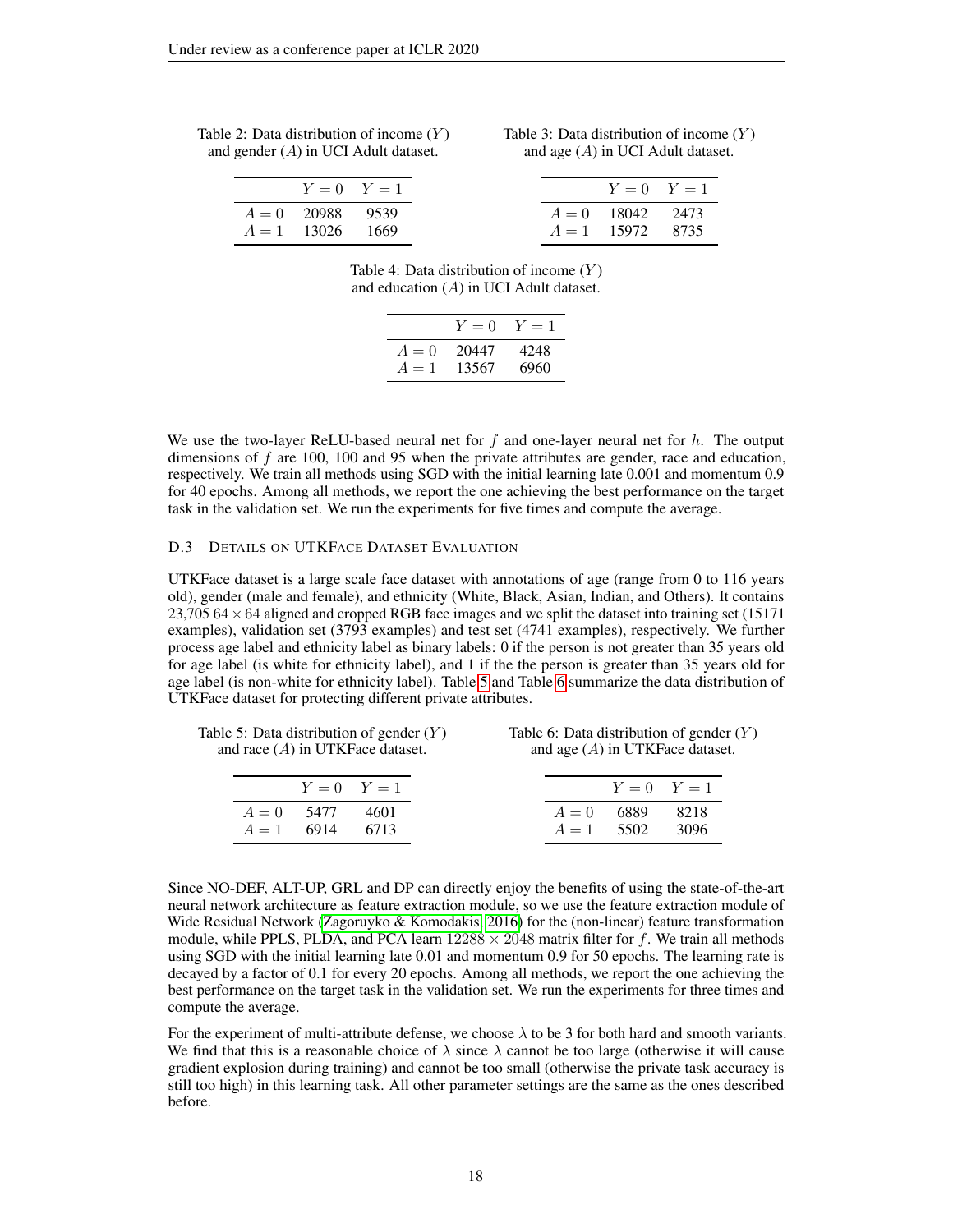Table 2: Data distribution of income ($Y$) and gender ($A$) in UCI Adult dataset.

| | $Y=0$ | $Y=1$ |
|---|---|---|
| $A=0$ | 20988 | 9539 |
| $A=1$ | 13026 | 1669 |

Table 3: Data distribution of income ($Y$) and age ($A$) in UCI Adult dataset.

| | $Y=0$ | $Y=1$ |
|---|---|---|
| $A=0$ | 18042 | 2473 |
| $A=1$ | 15972 | 8735 |

Table 4: Data distribution of income ($Y$) and education ($A$) in UCI Adult dataset.

| | $Y=0$ | $Y=1$ |
|---|---|---|
| $A=0$ | 20447 | 4248 |
| $A=1$ | 13567 | 6960 |

We use the two-layer ReLU-based neural net for $f$ and one-layer neural net for $h$. The output dimensions of $f$ are 100, 100 and 95 when the private attributes are gender, race and education, respectively. We train all methods using SGD with the initial learning late 0.001 and momentum 0.9 for 40 epochs. Among all methods, we report the one achieving the best performance on the target task in the validation set. We run the experiments for five times and compute the average.

### D.3 Details on UTKFace Dataset Evaluation

UTKFace dataset is a large scale face dataset with annotations of age (range from 0 to 116 years old), gender (male and female), and ethnicity (White, Black, Asian, Indian, and Others). It contains 23,705 $64 \times 64$ aligned and cropped RGB face images and we split the dataset into training set (15171 examples), validation set (3793 examples) and test set (4741 examples), respectively. We further process age label and ethnicity label as binary labels: 0 if the person is not greater than 35 years old for age label (is white for ethnicity label), and 1 if the the person is greater than 35 years old for age label (is non-white for ethnicity label). Table 5 and Table 6 summarize the data distribution of UTKFace dataset for protecting different private attributes.

Table 5: Data distribution of gender ($Y$) and race ($A$) in UTKFace dataset.

| | $Y=0$ | $Y=1$ |
|---|---|---|
| $A=0$ | 5477 | 4601 |
| $A=1$ | 6914 | 6713 |

Table 6: Data distribution of gender ($Y$) and age ($A$) in UTKFace dataset.

| | $Y=0$ | $Y=1$ |
|---|---|---|
| $A=0$ | 6889 | 8218 |
| $A=1$ | 5502 | 3096 |

Since NO-DEF, ALT-UP, GRL and DP can directly enjoy the benefits of using the state-of-the-art neural network architecture as feature extraction module, so we use the feature extraction module of Wide Residual Network (Zagoruyko & Komodakis, 2016) for the (non-linear) feature transformation module, while PPLS, PLDA, and PCA learn $12288 \times 2048$ matrix filter for $f$. We train all methods using SGD with the initial learning late 0.01 and momentum 0.9 for 50 epochs. The learning rate is decayed by a factor of 0.1 for every 20 epochs. Among all methods, we report the one achieving the best performance on the target task in the validation set. We run the experiments for three times and compute the average.

For the experiment of multi-attribute defense, we choose $\lambda$ to be 3 for both hard and smooth variants. We find that this is a reasonable choice of $\lambda$ since $\lambda$ cannot be too large (otherwise it will cause gradient explosion during training) and cannot be too small (otherwise the private task accuracy is still too high) in this learning task. All other parameter settings are the same as the ones described before.